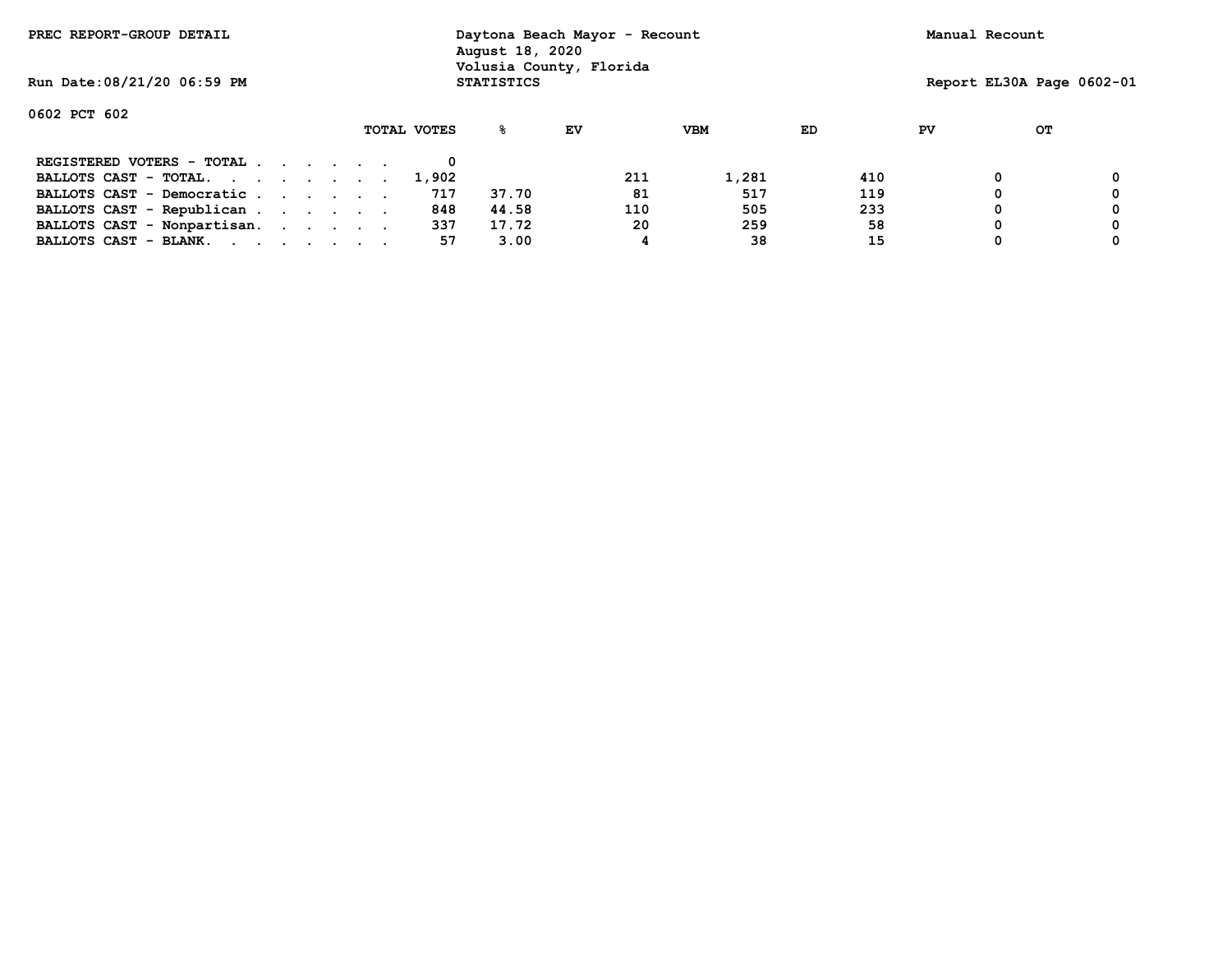PREC REPORT-GROUP DETAIL

Run Date:08/21/20 06:59 PM

Daytona Beach Mayor - Recount
August 18, 2020
Volusia County, Florida
STATISTICS

Manual Recount

Report EL30A Page 0602-01

0602 PCT 602

| | TOTAL VOTES | % | EV | VBM | ED | PV | OT |
|---|---|---|---|---|---|---|---|
| REGISTERED VOTERS - TOTAL . . . . . . | 0 | | | | | | |
| BALLOTS CAST - TOTAL. . . . . . . . | 1,902 | | 211 | 1,281 | 410 | 0 | 0 |
| BALLOTS CAST - Democratic . . . . . . | 717 | 37.70 | 81 | 517 | 119 | 0 | 0 |
| BALLOTS CAST - Republican . . . . . . | 848 | 44.58 | 110 | 505 | 233 | 0 | 0 |
| BALLOTS CAST - Nonpartisan. . . . . . | 337 | 17.72 | 20 | 259 | 58 | 0 | 0 |
| BALLOTS CAST - BLANK. . . . . . . . | 57 | 3.00 | 4 | 38 | 15 | 0 | 0 |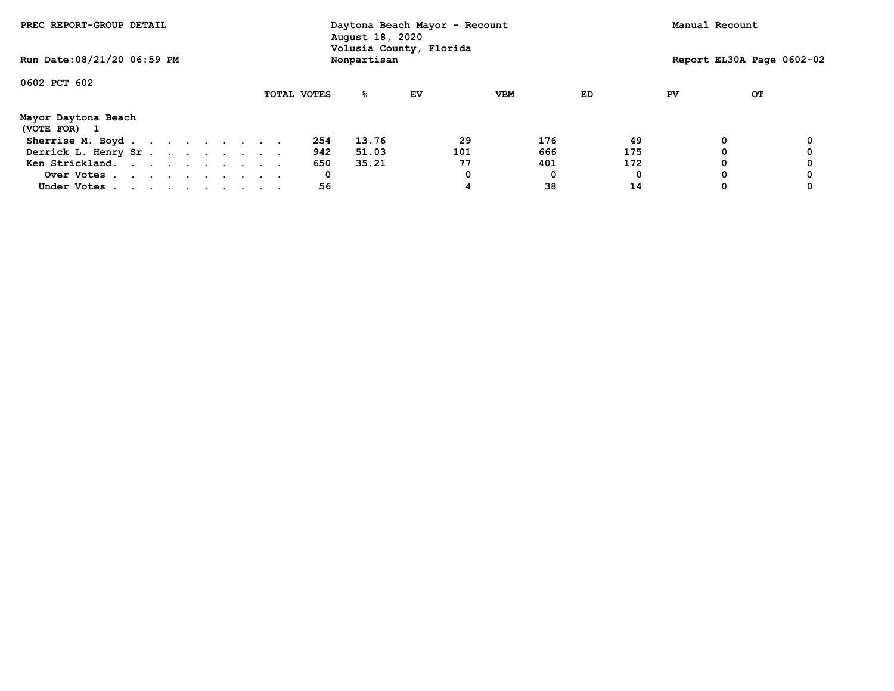PREC REPORT-GROUP DETAIL

Daytona Beach Mayor - Recount
August 18, 2020
Volusia County, Florida
Nonpartisan

Manual Recount

Run Date:08/21/20 06:59 PM

Report EL30A Page 0602-02

0602 PCT 602

**Mayor Daytona Beach**
(VOTE FOR) 1

| | TOTAL VOTES | % | EV | VBM | ED | PV | OT |
|---|---|---|---|---|---|---|---|
| Sherrise M. Boyd | 254 | 13.76 | 29 | 176 | 49 | 0 | 0 |
| Derrick L. Henry Sr | 942 | 51.03 | 101 | 666 | 175 | 0 | 0 |
| Ken Strickland | 650 | 35.21 | 77 | 401 | 172 | 0 | 0 |
| Over Votes | 0 | | 0 | 0 | 0 | 0 | 0 |
| Under Votes | 56 | | 4 | 38 | 14 | 0 | 0 |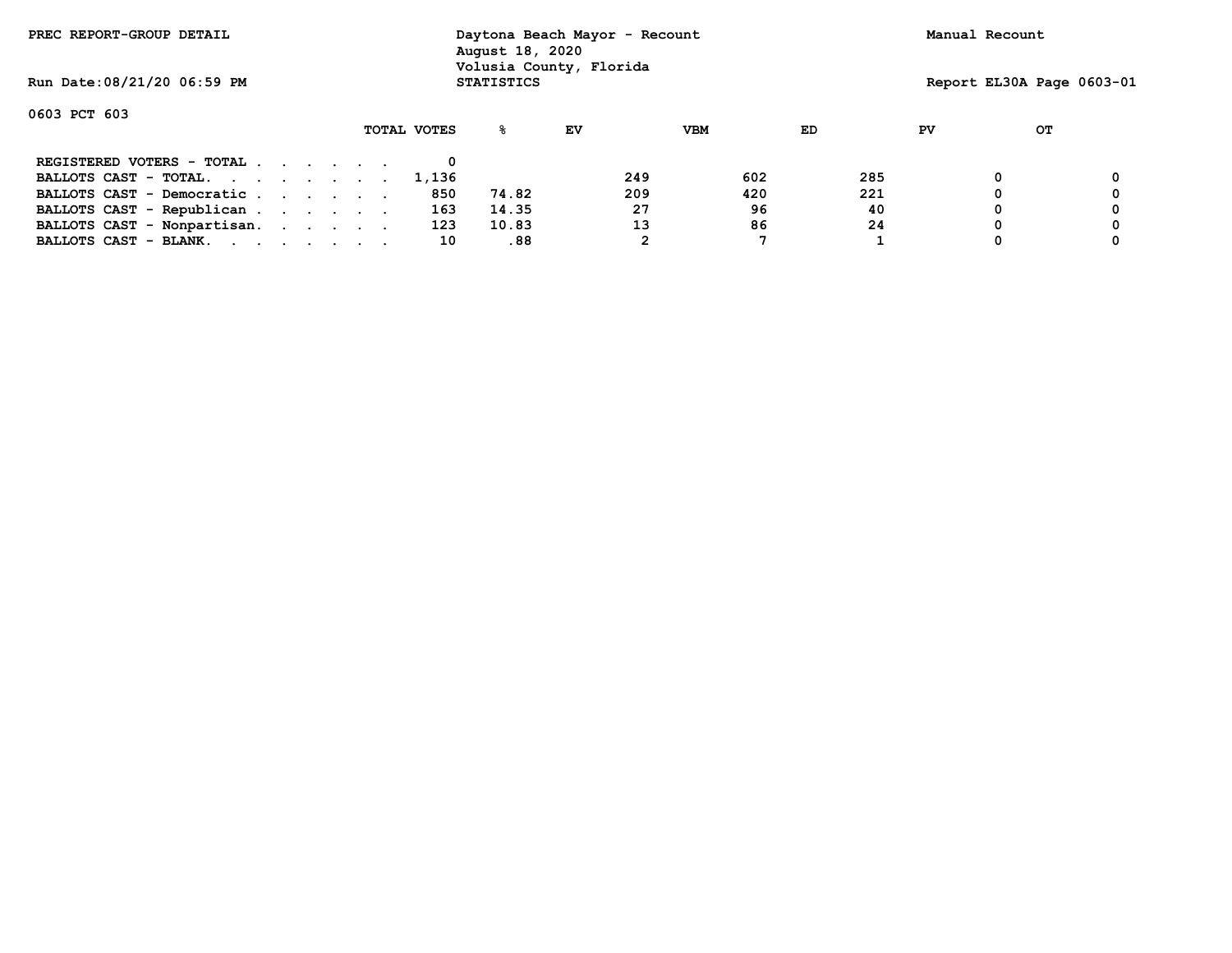PREC REPORT-GROUP DETAIL

Daytona Beach Mayor - Recount
August 18, 2020
Volusia County, Florida
STATISTICS

Manual Recount

Run Date:08/21/20 06:59 PM

Report EL30A Page 0603-01

0603 PCT 603

| | TOTAL VOTES | % | EV | VBM | ED | PV | OT |
|---|---|---|---|---|---|---|---|
| REGISTERED VOTERS - TOTAL . . . . . . | 0 | | | | | | |
| BALLOTS CAST - TOTAL. . . . . . . . | 1,136 | | 249 | 602 | 285 | 0 | 0 |
| BALLOTS CAST - Democratic . . . . . . | 850 | 74.82 | 209 | 420 | 221 | 0 | 0 |
| BALLOTS CAST - Republican . . . . . . | 163 | 14.35 | 27 | 96 | 40 | 0 | 0 |
| BALLOTS CAST - Nonpartisan. . . . . . | 123 | 10.83 | 13 | 86 | 24 | 0 | 0 |
| BALLOTS CAST - BLANK. . . . . . . . | 10 | .88 | 2 | 7 | 1 | 0 | 0 |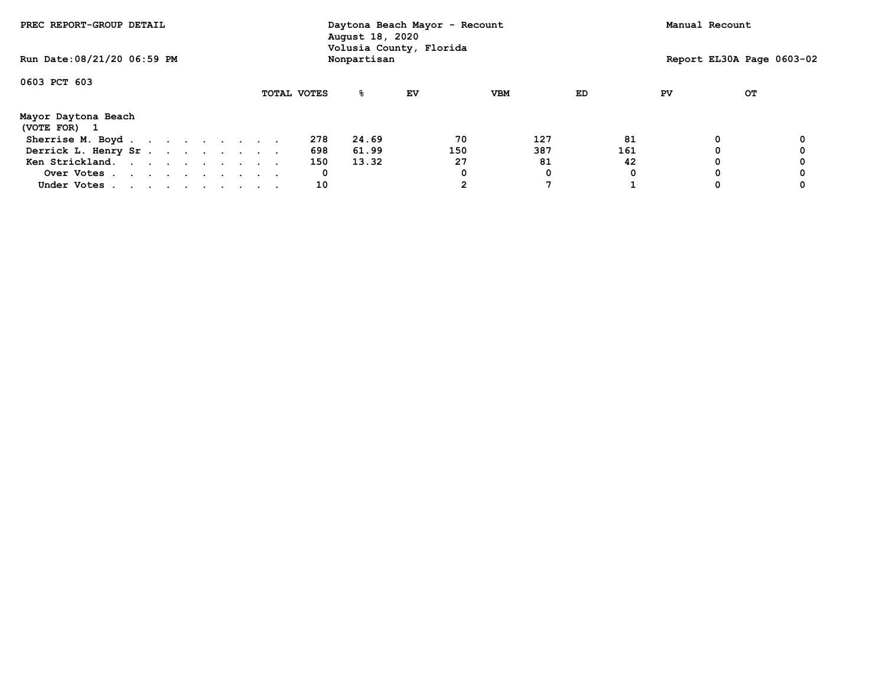PREC REPORT-GROUP DETAIL

Daytona Beach Mayor - Recount
August 18, 2020
Volusia County, Florida
Nonpartisan

Manual Recount

Run Date:08/21/20 06:59 PM

Report EL30A Page 0603-02

0603 PCT 603

## Mayor Daytona Beach
(VOTE FOR) 1

| | TOTAL VOTES | % | EV | VBM | ED | PV | OT |
|---|---|---|---|---|---|---|---|
| Sherrise M. Boyd | 278 | 24.69 | 70 | 127 | 81 | 0 | 0 |
| Derrick L. Henry Sr | 698 | 61.99 | 150 | 387 | 161 | 0 | 0 |
| Ken Strickland. | 150 | 13.32 | 27 | 81 | 42 | 0 | 0 |
| Over Votes | 0 | | 0 | 0 | 0 | 0 | 0 |
| Under Votes | 10 | | 2 | 7 | 1 | 0 | 0 |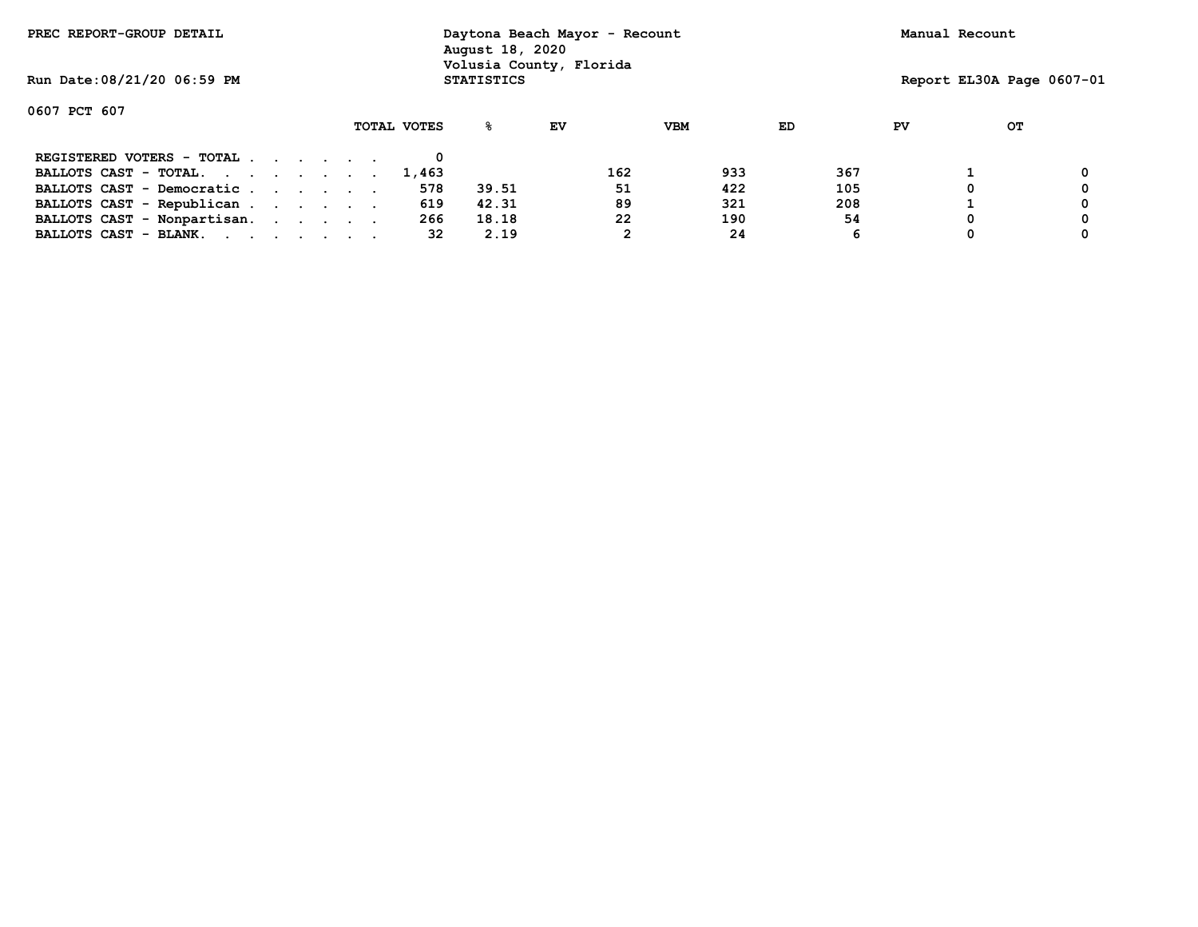PREC REPORT-GROUP DETAIL

Daytona Beach Mayor - Recount
August 18, 2020
Volusia County, Florida
STATISTICS

Manual Recount

Run Date:08/21/20 06:59 PM

Report EL30A Page 0607-01

0607 PCT 607

| | TOTAL VOTES | % | EV | VBM | ED | PV | OT |
|---|---|---|---|---|---|---|---|
| REGISTERED VOTERS - TOTAL . . . . . . | 0 | | | | | | |
| BALLOTS CAST - TOTAL. . . . . . . . | 1,463 | | 162 | 933 | 367 | 1 | 0 |
| BALLOTS CAST - Democratic . . . . . . | 578 | 39.51 | 51 | 422 | 105 | 0 | 0 |
| BALLOTS CAST - Republican . . . . . . | 619 | 42.31 | 89 | 321 | 208 | 1 | 0 |
| BALLOTS CAST - Nonpartisan. . . . . . | 266 | 18.18 | 22 | 190 | 54 | 0 | 0 |
| BALLOTS CAST - BLANK. . . . . . . . | 32 | 2.19 | 2 | 24 | 6 | 0 | 0 |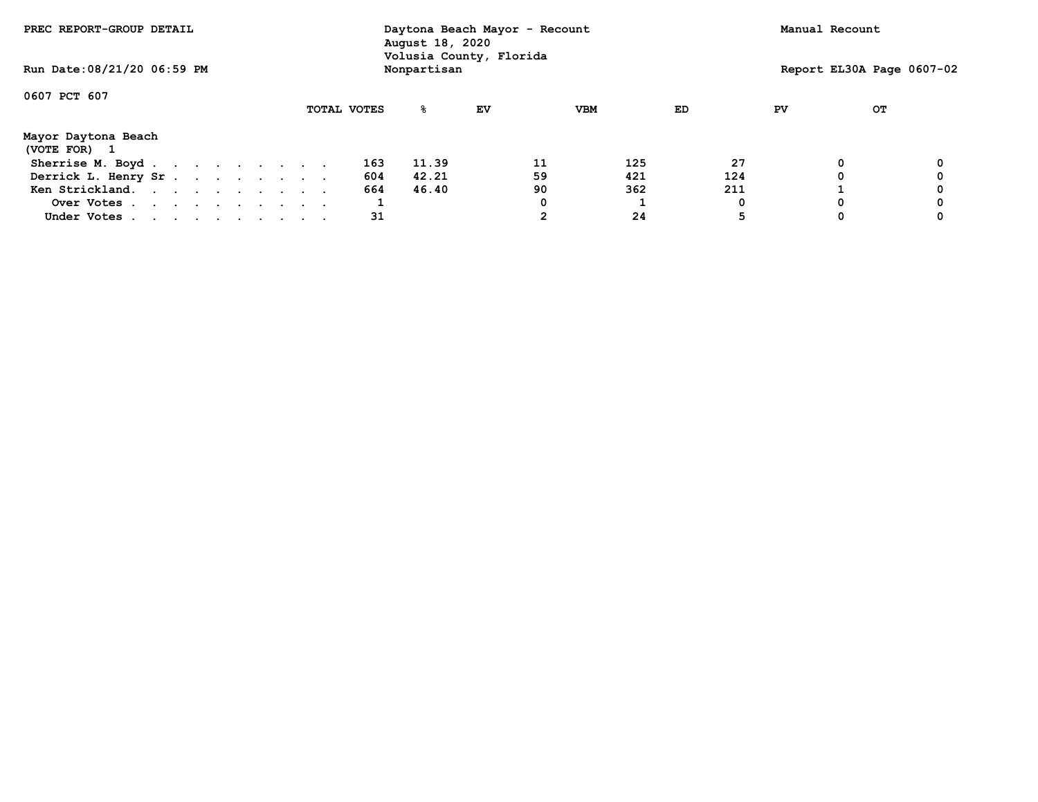PREC REPORT-GROUP DETAIL

Daytona Beach Mayor - Recount
August 18, 2020
Volusia County, Florida
Nonpartisan

Manual Recount

Run Date:08/21/20 06:59 PM

Report EL30A Page 0607-02

0607 PCT 607

Mayor Daytona Beach
(VOTE FOR) 1

| | TOTAL VOTES | % | EV | VBM | ED | PV | OT |
|---|---|---|---|---|---|---|---|
| Sherrise M. Boyd | 163 | 11.39 | 11 | 125 | 27 | 0 | 0 |
| Derrick L. Henry Sr | 604 | 42.21 | 59 | 421 | 124 | 0 | 0 |
| Ken Strickland | 664 | 46.40 | 90 | 362 | 211 | 1 | 0 |
| Over Votes | 1 | | 0 | 1 | 0 | 0 | 0 |
| Under Votes | 31 | | 2 | 24 | 5 | 0 | 0 |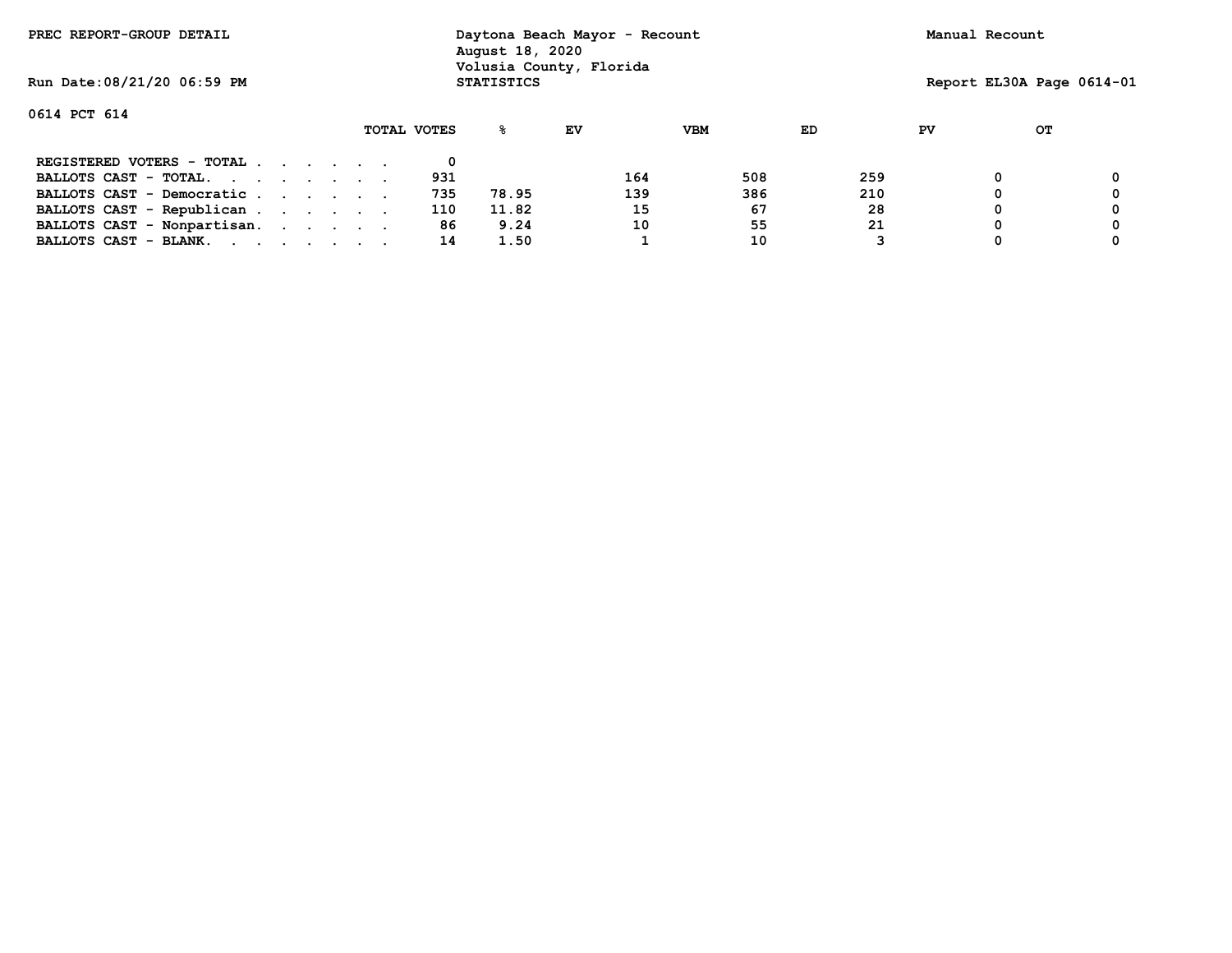PREC REPORT-GROUP DETAIL

Daytona Beach Mayor - Recount
August 18, 2020
Volusia County, Florida
STATISTICS

Manual Recount

Run Date:08/21/20 06:59 PM

Report EL30A Page 0614-01

0614 PCT 614

| | TOTAL VOTES | % | EV | VBM | ED | PV | OT |
|---|---|---|---|---|---|---|---|
| REGISTERED VOTERS - TOTAL . . . . . . | 0 | | | | | | |
| BALLOTS CAST - TOTAL. . . . . . . . | 931 | | 164 | 508 | 259 | 0 | 0 |
| BALLOTS CAST - Democratic . . . . . . | 735 | 78.95 | 139 | 386 | 210 | 0 | 0 |
| BALLOTS CAST - Republican . . . . . . | 110 | 11.82 | 15 | 67 | 28 | 0 | 0 |
| BALLOTS CAST - Nonpartisan. . . . . . | 86 | 9.24 | 10 | 55 | 21 | 0 | 0 |
| BALLOTS CAST - BLANK. . . . . . . . | 14 | 1.50 | 1 | 10 | 3 | 0 | 0 |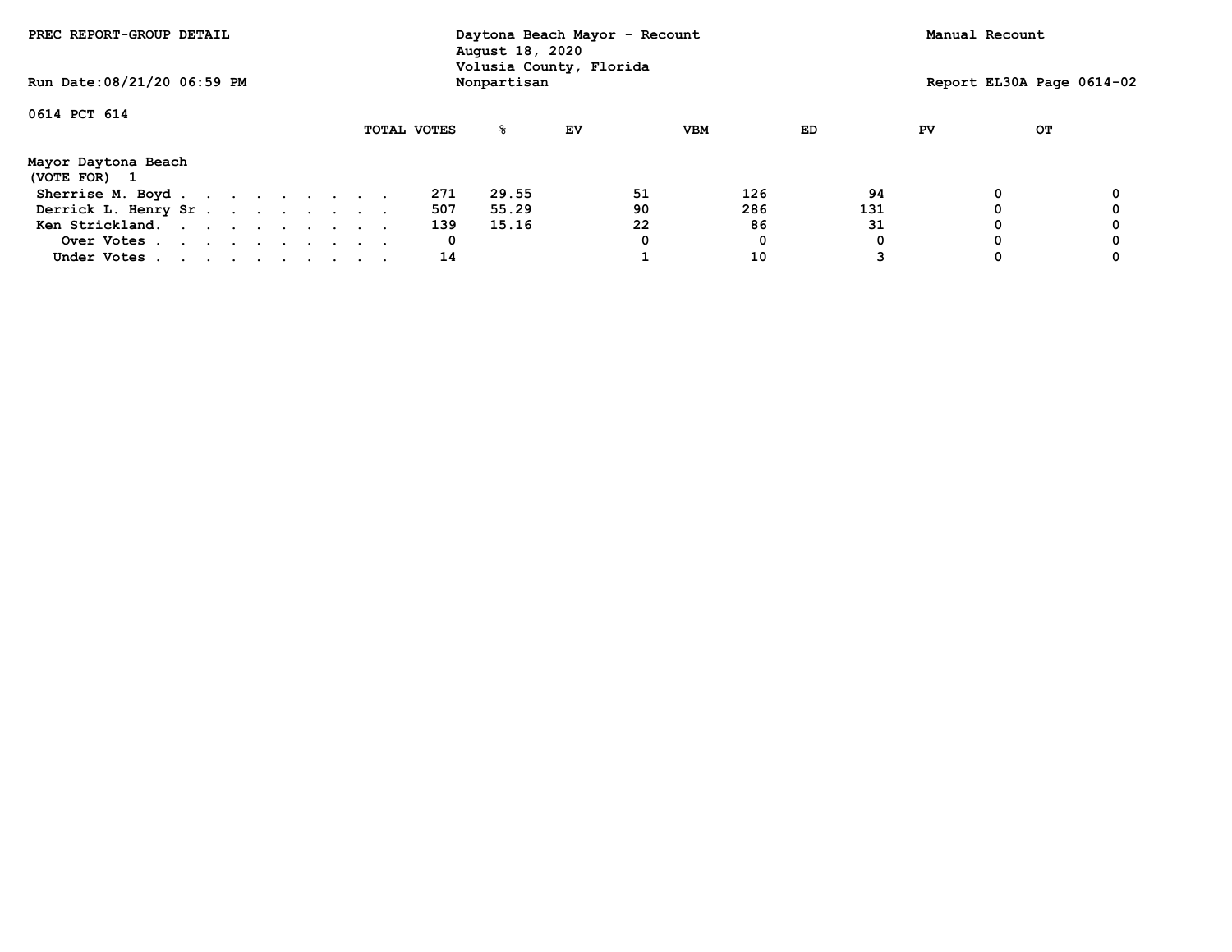PREC REPORT-GROUP DETAIL

Daytona Beach Mayor - Recount
August 18, 2020
Volusia County, Florida
Nonpartisan

Manual Recount

Run Date:08/21/20 06:59 PM

Report EL30A Page 0614-02

0614 PCT 614

Mayor Daytona Beach
(VOTE FOR) 1

| | TOTAL VOTES | % | EV | VBM | ED | PV | OT |
|---|---|---|---|---|---|---|---|
| Sherrise M. Boyd | 271 | 29.55 | 51 | 126 | 94 | 0 | 0 |
| Derrick L. Henry Sr | 507 | 55.29 | 90 | 286 | 131 | 0 | 0 |
| Ken Strickland. | 139 | 15.16 | 22 | 86 | 31 | 0 | 0 |
| Over Votes | 0 | | 0 | 0 | 0 | 0 | 0 |
| Under Votes | 14 | | 1 | 10 | 3 | 0 | 0 |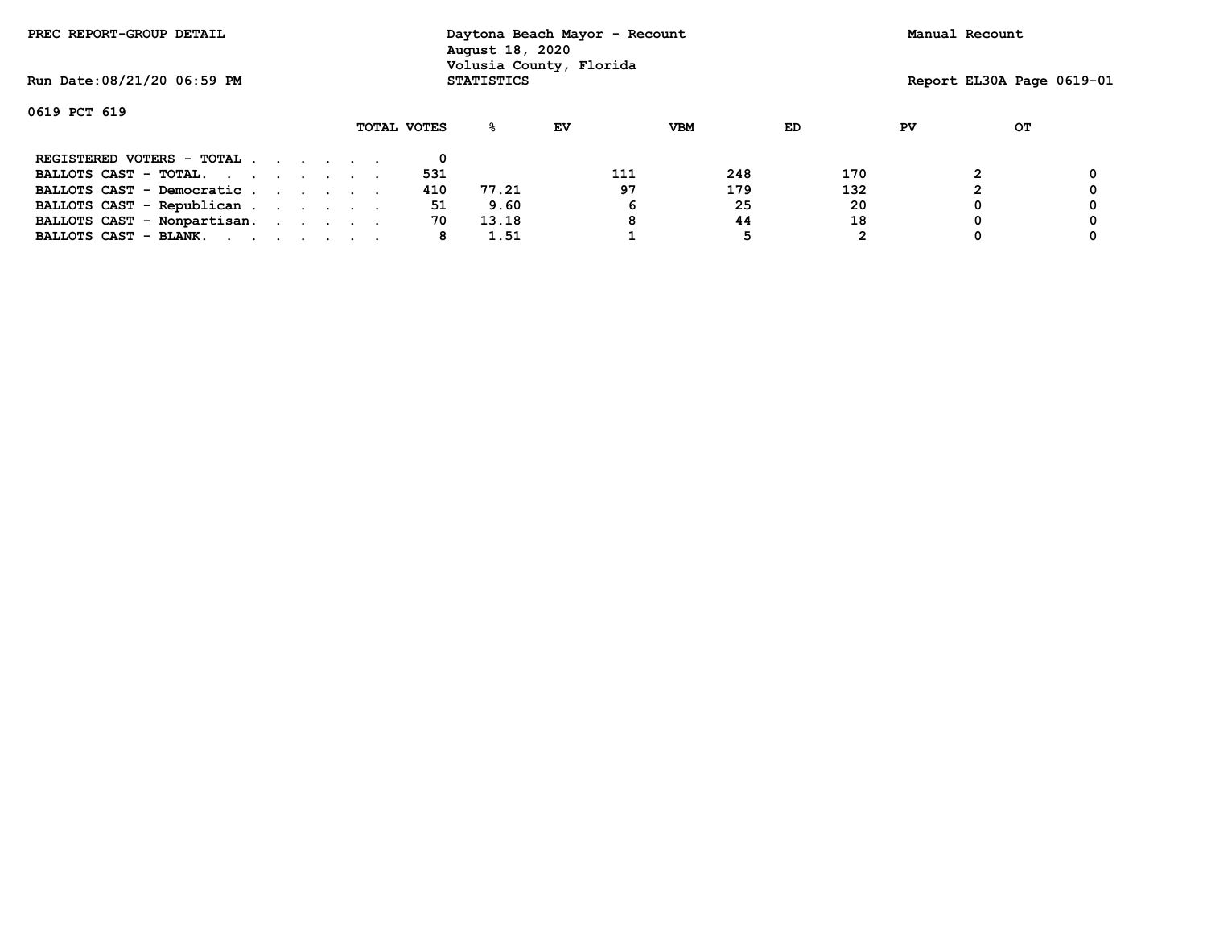PREC REPORT-GROUP DETAIL

Daytona Beach Mayor - Recount
August 18, 2020
Volusia County, Florida
STATISTICS

Manual Recount

Run Date:08/21/20 06:59 PM

Report EL30A Page 0619-01

0619 PCT 619

| | TOTAL VOTES | % | EV | VBM | ED | PV | OT |
|---|---|---|---|---|---|---|---|
| REGISTERED VOTERS - TOTAL . . . . . . | 0 | | | | | | |
| BALLOTS CAST - TOTAL. . . . . . . . | 531 | | 111 | 248 | 170 | 2 | 0 |
| BALLOTS CAST - Democratic . . . . . . | 410 | 77.21 | 97 | 179 | 132 | 2 | 0 |
| BALLOTS CAST - Republican . . . . . . | 51 | 9.60 | 6 | 25 | 20 | 0 | 0 |
| BALLOTS CAST - Nonpartisan. . . . . . | 70 | 13.18 | 8 | 44 | 18 | 0 | 0 |
| BALLOTS CAST - BLANK. . . . . . . . | 8 | 1.51 | 1 | 5 | 2 | 0 | 0 |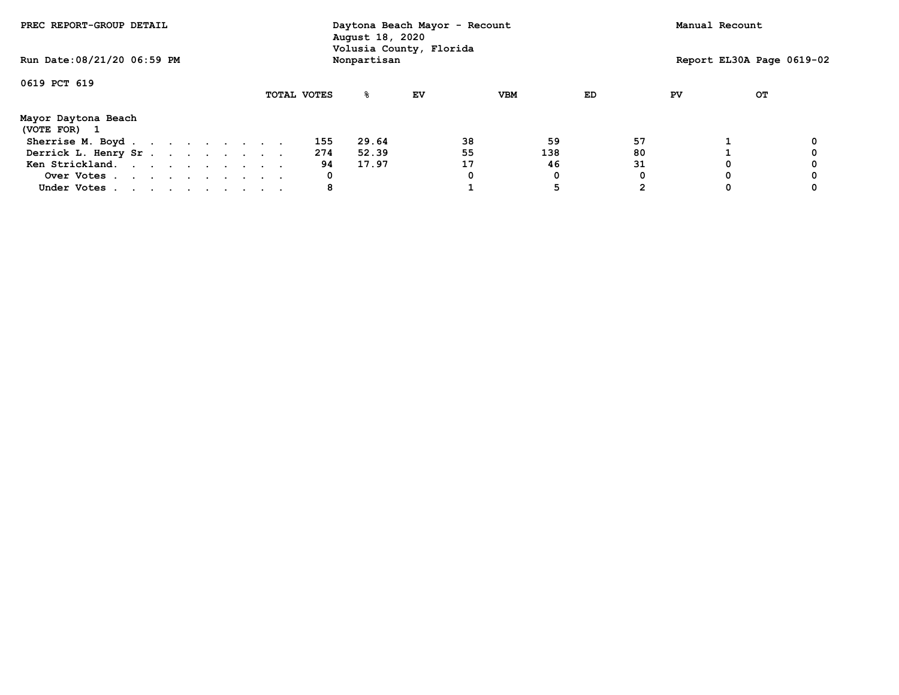PREC REPORT-GROUP DETAIL

Daytona Beach Mayor - Recount
August 18, 2020
Volusia County, Florida
Nonpartisan

Manual Recount

Run Date:08/21/20 06:59 PM

Report EL30A Page 0619-02

0619 PCT 619

Mayor Daytona Beach
(VOTE FOR) 1

| | TOTAL VOTES | % | EV | VBM | ED | PV | OT |
|---|---|---|---|---|---|---|---|
| Sherrise M. Boyd | 155 | 29.64 | 38 | 59 | 57 | 1 | 0 |
| Derrick L. Henry Sr | 274 | 52.39 | 55 | 138 | 80 | 1 | 0 |
| Ken Strickland | 94 | 17.97 | 17 | 46 | 31 | 0 | 0 |
| Over Votes | 0 | | 0 | 0 | 0 | 0 | 0 |
| Under Votes | 8 | | 1 | 5 | 2 | 0 | 0 |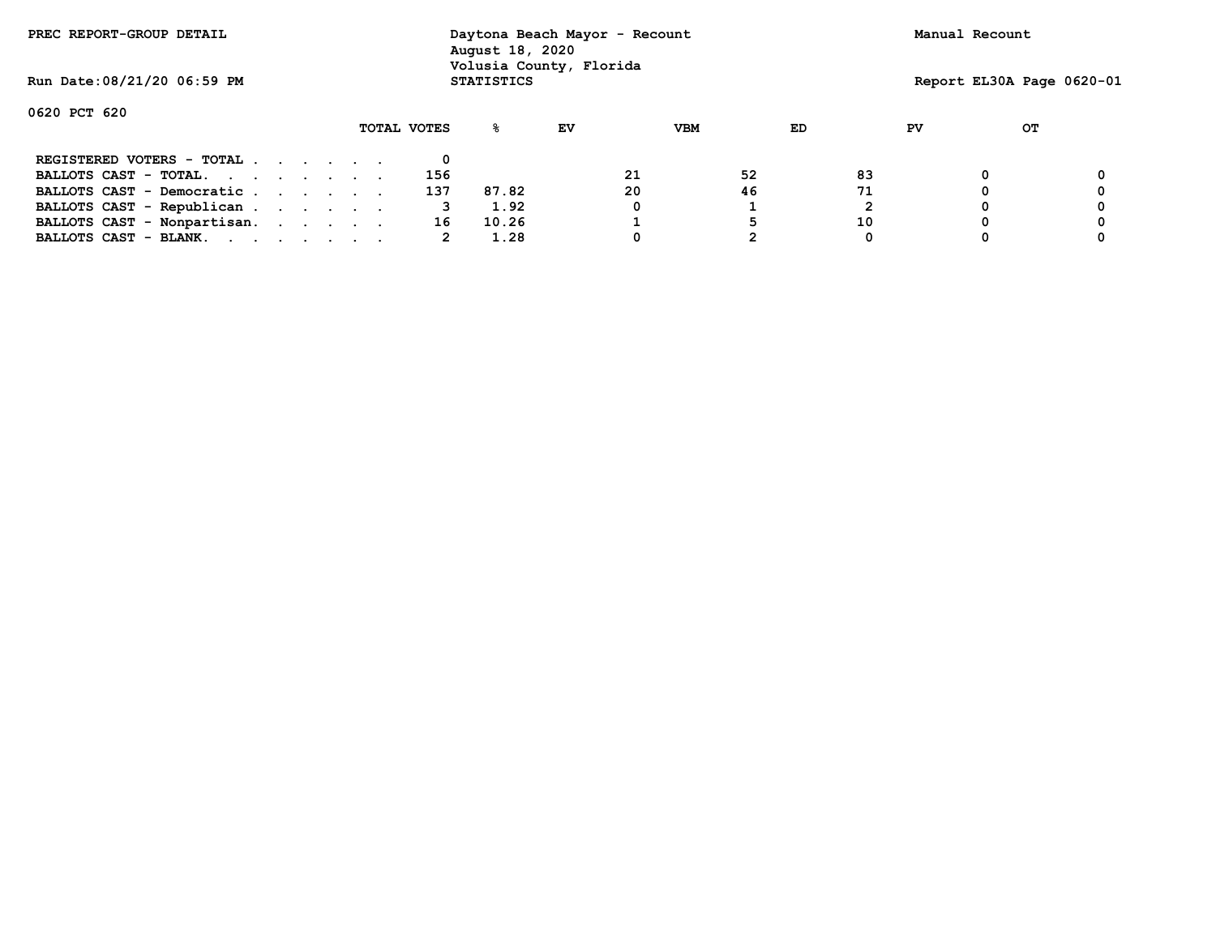PREC REPORT-GROUP DETAIL

Daytona Beach Mayor - Recount
August 18, 2020
Volusia County, Florida
STATISTICS

Manual Recount

Run Date:08/21/20 06:59 PM

Report EL30A Page 0620-01

0620 PCT 620

| | TOTAL VOTES | % | EV | VBM | ED | PV | OT |
|---|---|---|---|---|---|---|---|
| REGISTERED VOTERS - TOTAL . . . . . . | 0 | | | | | | |
| BALLOTS CAST - TOTAL. . . . . . . . | 156 | | 21 | 52 | 83 | 0 | 0 |
| BALLOTS CAST - Democratic . . . . . . | 137 | 87.82 | 20 | 46 | 71 | 0 | 0 |
| BALLOTS CAST - Republican . . . . . . | 3 | 1.92 | 0 | 1 | 2 | 0 | 0 |
| BALLOTS CAST - Nonpartisan. . . . . . | 16 | 10.26 | 1 | 5 | 10 | 0 | 0 |
| BALLOTS CAST - BLANK. . . . . . . . | 2 | 1.28 | 0 | 2 | 0 | 0 | 0 |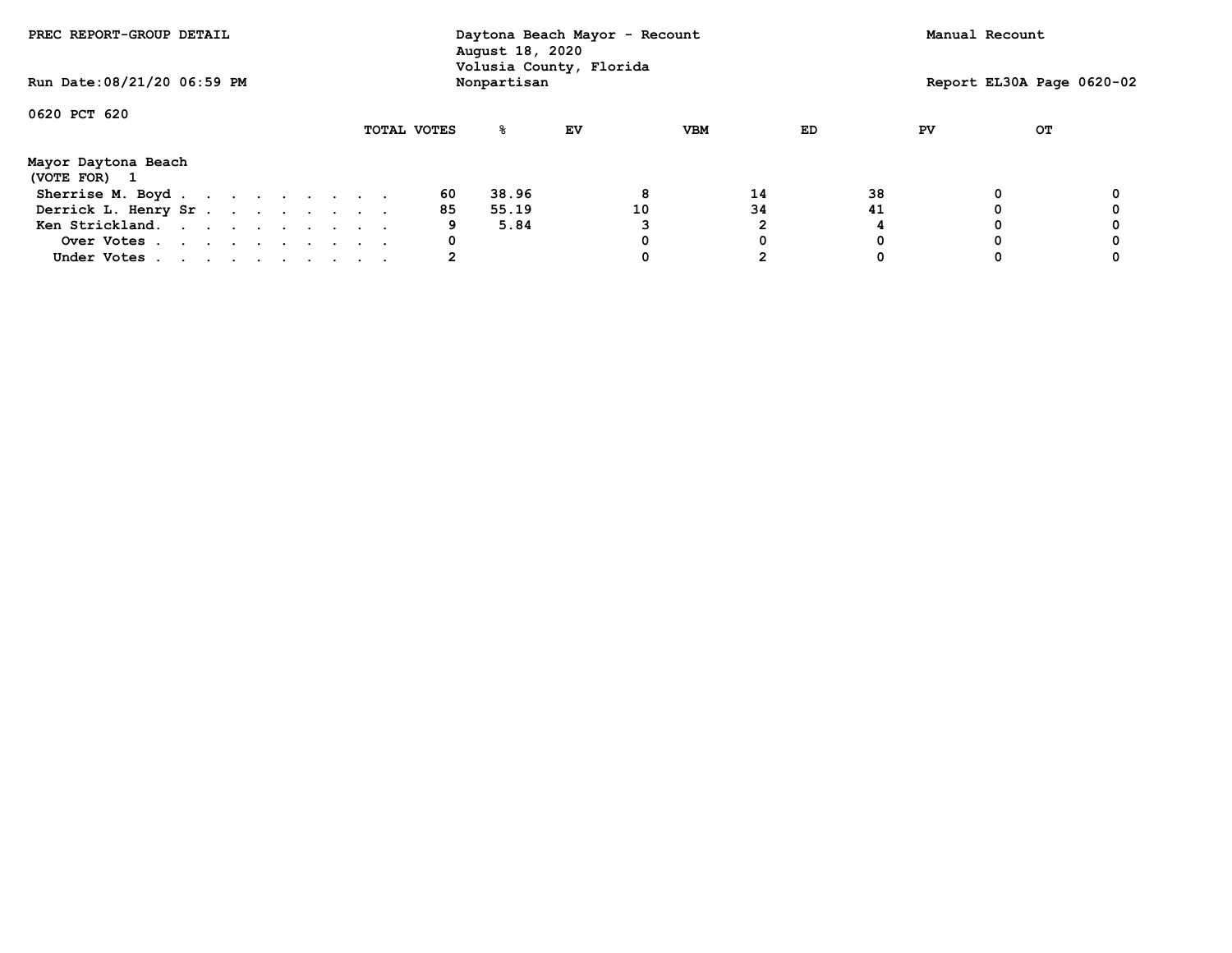PREC REPORT-GROUP DETAIL

Daytona Beach Mayor - Recount
August 18, 2020
Volusia County, Florida
Nonpartisan

Manual Recount

Run Date:08/21/20 06:59 PM

Report EL30A Page 0620-02

0620 PCT 620

Mayor Daytona Beach
(VOTE FOR) 1

| | TOTAL VOTES | % | EV | VBM | ED | PV | OT |
|---|---|---|---|---|---|---|---|
| Sherrise M. Boyd | 60 | 38.96 | 8 | 14 | 38 | 0 | 0 |
| Derrick L. Henry Sr | 85 | 55.19 | 10 | 34 | 41 | 0 | 0 |
| Ken Strickland. | 9 | 5.84 | 3 | 2 | 4 | 0 | 0 |
| Over Votes | 0 | | 0 | 0 | 0 | 0 | 0 |
| Under Votes | 2 | | 0 | 2 | 0 | 0 | 0 |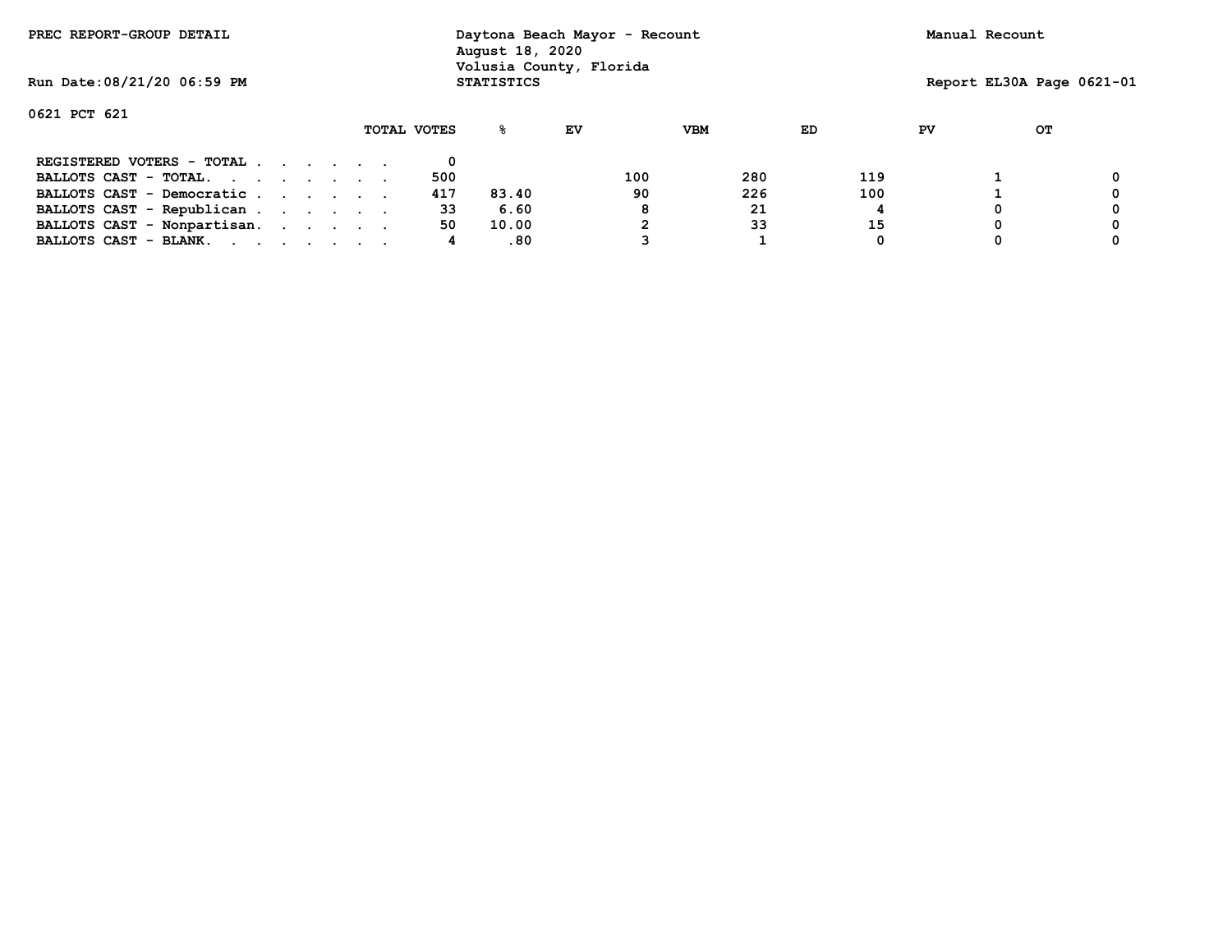PREC REPORT-GROUP DETAIL

Daytona Beach Mayor - Recount
August 18, 2020
Volusia County, Florida
STATISTICS

Manual Recount

Run Date:08/21/20 06:59 PM

Report EL30A Page 0621-01

0621 PCT 621

| | TOTAL VOTES | % | EV | VBM | ED | PV | OT |
|---|---|---|---|---|---|---|---|
| REGISTERED VOTERS - TOTAL . . . . . . | 0 | | | | | | |
| BALLOTS CAST - TOTAL. . . . . . . . | 500 | | 100 | 280 | 119 | 1 | 0 |
| BALLOTS CAST - Democratic . . . . . . | 417 | 83.40 | 90 | 226 | 100 | 1 | 0 |
| BALLOTS CAST - Republican . . . . . . | 33 | 6.60 | 8 | 21 | 4 | 0 | 0 |
| BALLOTS CAST - Nonpartisan. . . . . . | 50 | 10.00 | 2 | 33 | 15 | 0 | 0 |
| BALLOTS CAST - BLANK. . . . . . . . | 4 | .80 | 3 | 1 | 0 | 0 | 0 |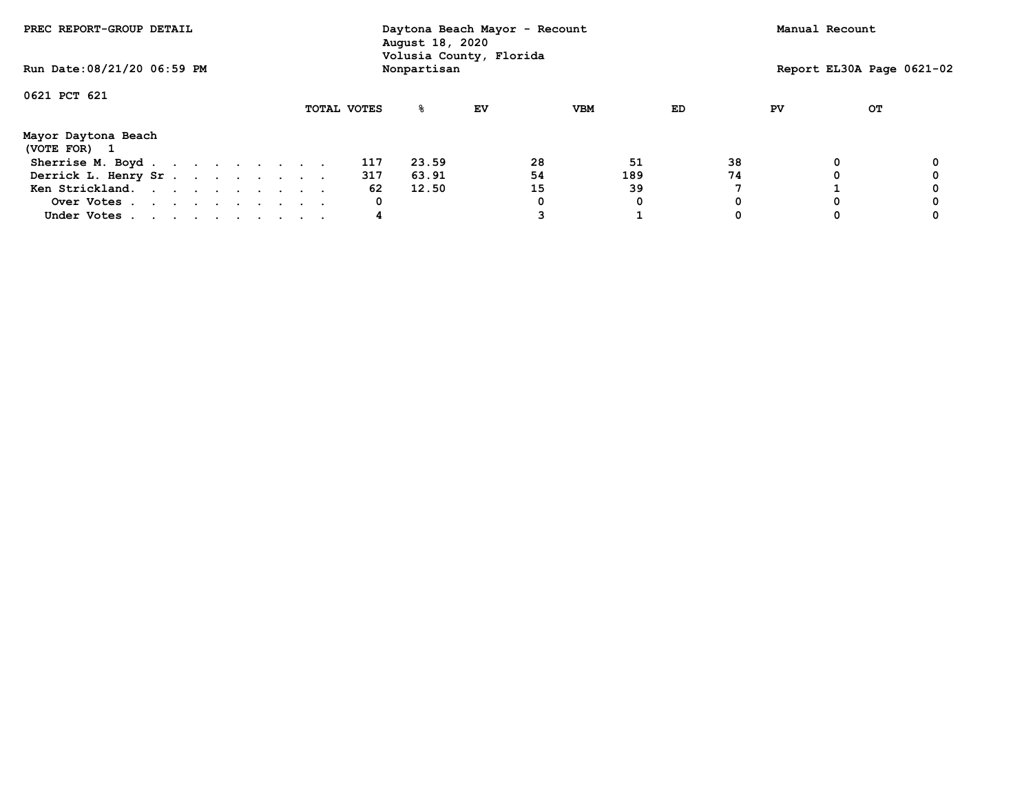PREC REPORT-GROUP DETAIL

Daytona Beach Mayor - Recount
August 18, 2020
Volusia County, Florida
Nonpartisan

Manual Recount

Run Date:08/21/20 06:59 PM

Report EL30A Page 0621-02

0621 PCT 621

**Mayor Daytona Beach**
(VOTE FOR) 1

| | TOTAL VOTES | % | EV | VBM | ED | PV | OT |
|---|---|---|---|---|---|---|---|
| Sherrise M. Boyd | 117 | 23.59 | 28 | 51 | 38 | 0 | 0 |
| Derrick L. Henry Sr | 317 | 63.91 | 54 | 189 | 74 | 0 | 0 |
| Ken Strickland | 62 | 12.50 | 15 | 39 | 7 | 1 | 0 |
| Over Votes | 0 | | 0 | 0 | 0 | 0 | 0 |
| Under Votes | 4 | | 3 | 1 | 0 | 0 | 0 |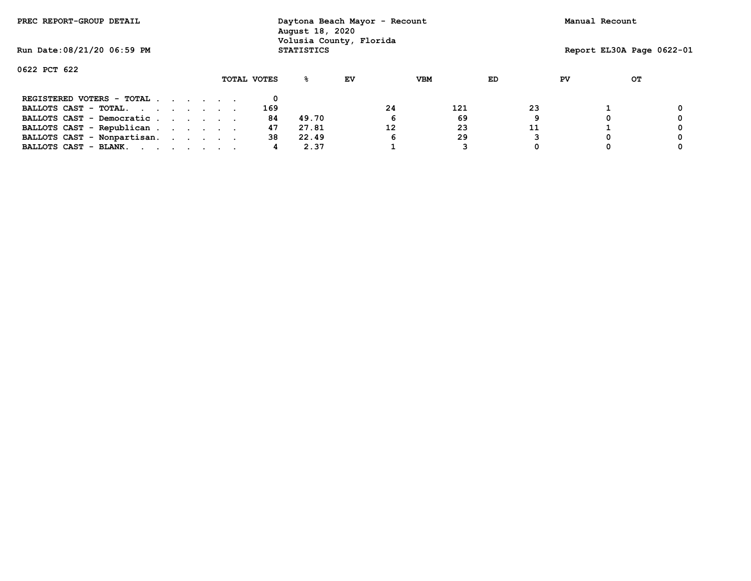PREC REPORT-GROUP DETAIL

Daytona Beach Mayor - Recount
August 18, 2020
Volusia County, Florida
STATISTICS

Manual Recount

Run Date:08/21/20 06:59 PM

Report EL30A Page 0622-01

0622 PCT 622

| | TOTAL VOTES | % | EV | VBM | ED | PV | OT |
|---|---|---|---|---|---|---|---|
| REGISTERED VOTERS - TOTAL . . . . . . | 0 | | | | | | |
| BALLOTS CAST - TOTAL. . . . . . . . | 169 | | 24 | 121 | 23 | 1 | 0 |
| BALLOTS CAST - Democratic . . . . . . | 84 | 49.70 | 6 | 69 | 9 | 0 | 0 |
| BALLOTS CAST - Republican . . . . . . | 47 | 27.81 | 12 | 23 | 11 | 1 | 0 |
| BALLOTS CAST - Nonpartisan. . . . . . | 38 | 22.49 | 6 | 29 | 3 | 0 | 0 |
| BALLOTS CAST - BLANK. . . . . . . . | 4 | 2.37 | 1 | 3 | 0 | 0 | 0 |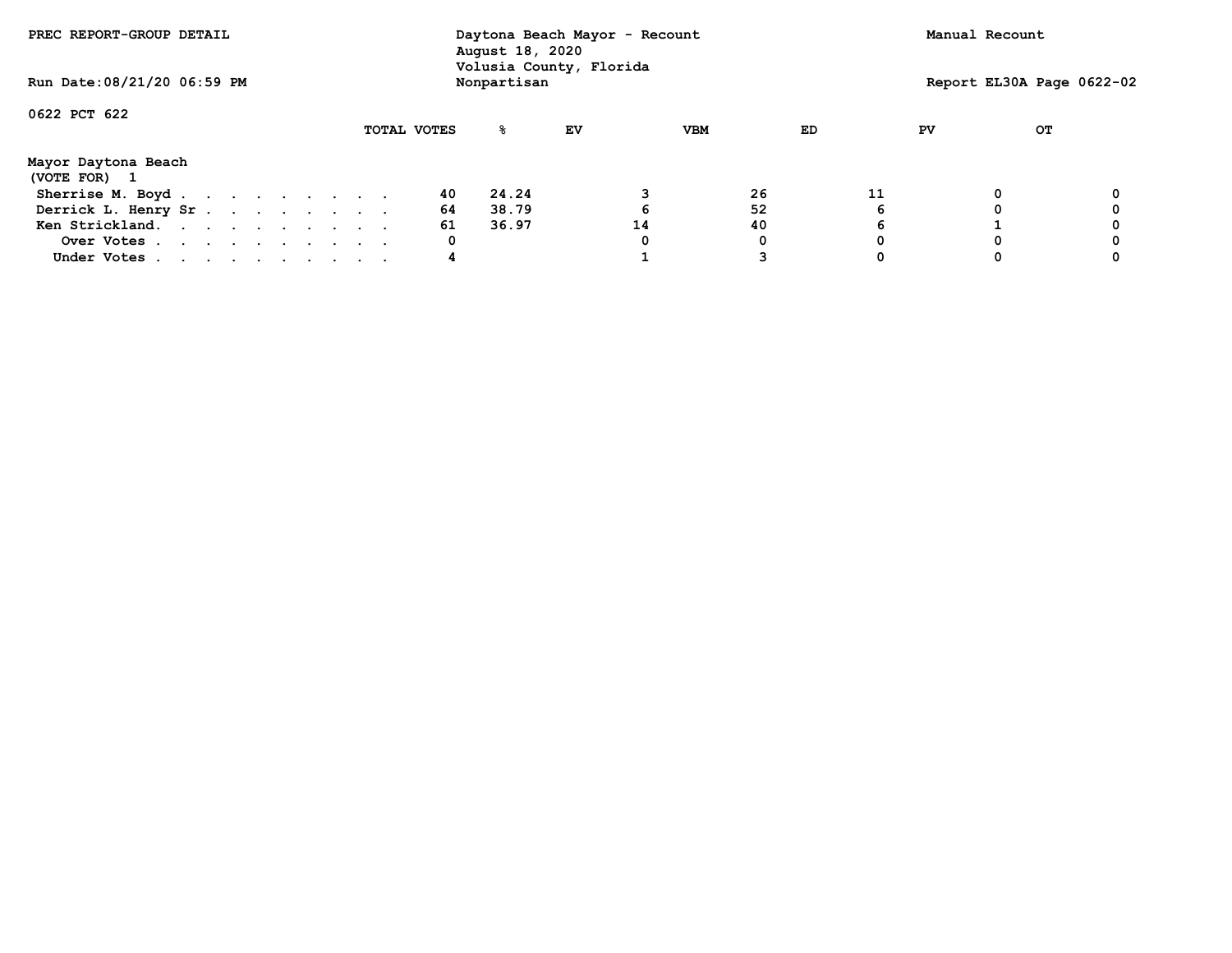PREC REPORT-GROUP DETAIL

Daytona Beach Mayor - Recount
August 18, 2020
Volusia County, Florida
Nonpartisan

Manual Recount

Run Date:08/21/20 06:59 PM

Report EL30A Page 0622-02

0622 PCT 622

| Mayor Daytona Beach (VOTE FOR) 1 | TOTAL VOTES | % | EV | VBM | ED | PV | OT |
|---|---|---|---|---|---|---|---|
| Sherrise M. Boyd | 40 | 24.24 | 3 | 26 | 11 | 0 | 0 |
| Derrick L. Henry Sr | 64 | 38.79 | 6 | 52 | 6 | 0 | 0 |
| Ken Strickland. | 61 | 36.97 | 14 | 40 | 6 | 1 | 0 |
| Over Votes | 0 | | 0 | 0 | 0 | 0 | 0 |
| Under Votes | 4 | | 1 | 3 | 0 | 0 | 0 |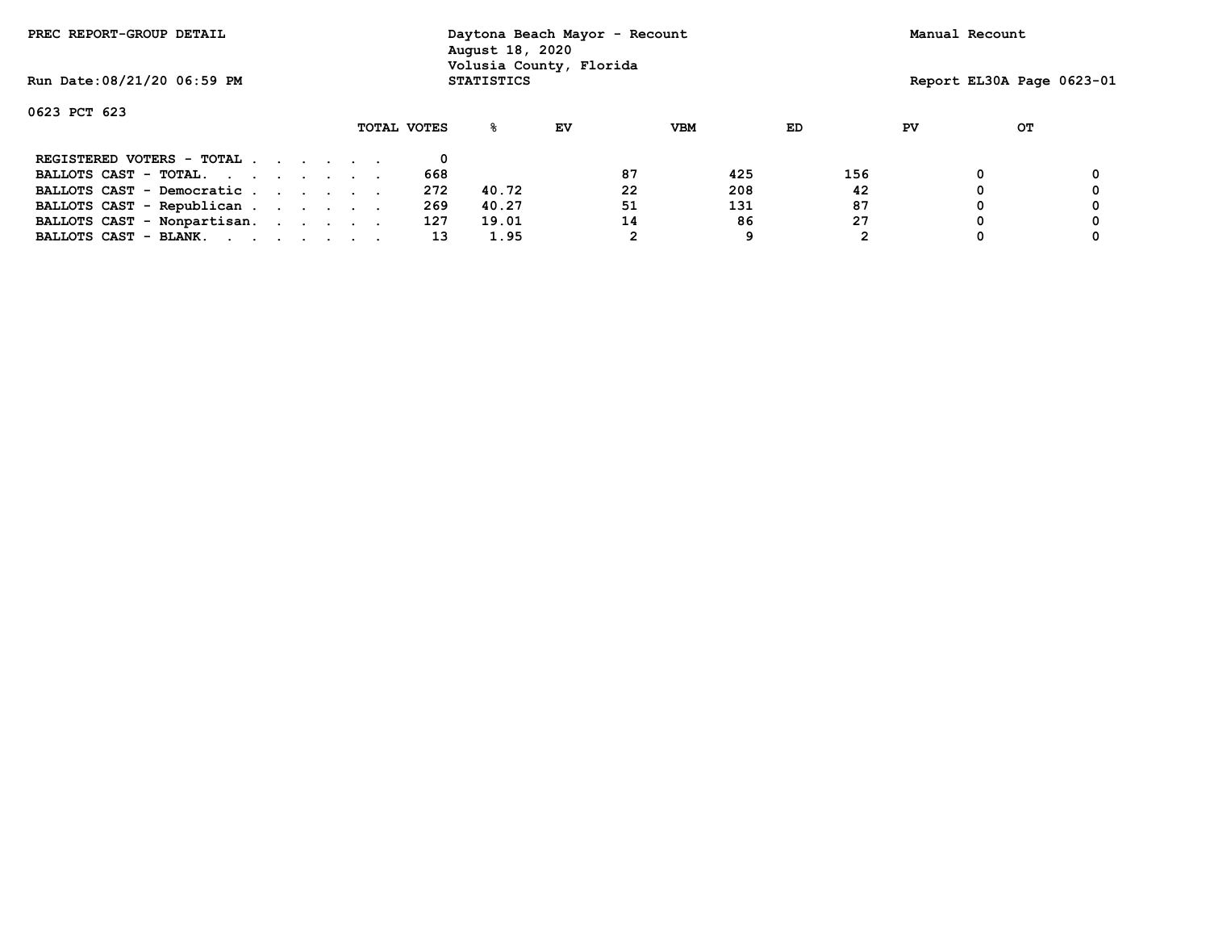PREC REPORT-GROUP DETAIL

Daytona Beach Mayor - Recount
August 18, 2020
Volusia County, Florida
STATISTICS

Manual Recount

Run Date:08/21/20 06:59 PM

Report EL30A Page 0623-01

0623 PCT 623

| | TOTAL VOTES | % | EV | VBM | ED | PV | OT |
|---|---|---|---|---|---|---|---|
| REGISTERED VOTERS - TOTAL . . . . . . | 0 | | | | | | |
| BALLOTS CAST - TOTAL. . . . . . . . | 668 | | 87 | 425 | 156 | 0 | 0 |
| BALLOTS CAST - Democratic . . . . . . | 272 | 40.72 | 22 | 208 | 42 | 0 | 0 |
| BALLOTS CAST - Republican . . . . . . | 269 | 40.27 | 51 | 131 | 87 | 0 | 0 |
| BALLOTS CAST - Nonpartisan. . . . . . | 127 | 19.01 | 14 | 86 | 27 | 0 | 0 |
| BALLOTS CAST - BLANK. . . . . . . . | 13 | 1.95 | 2 | 9 | 2 | 0 | 0 |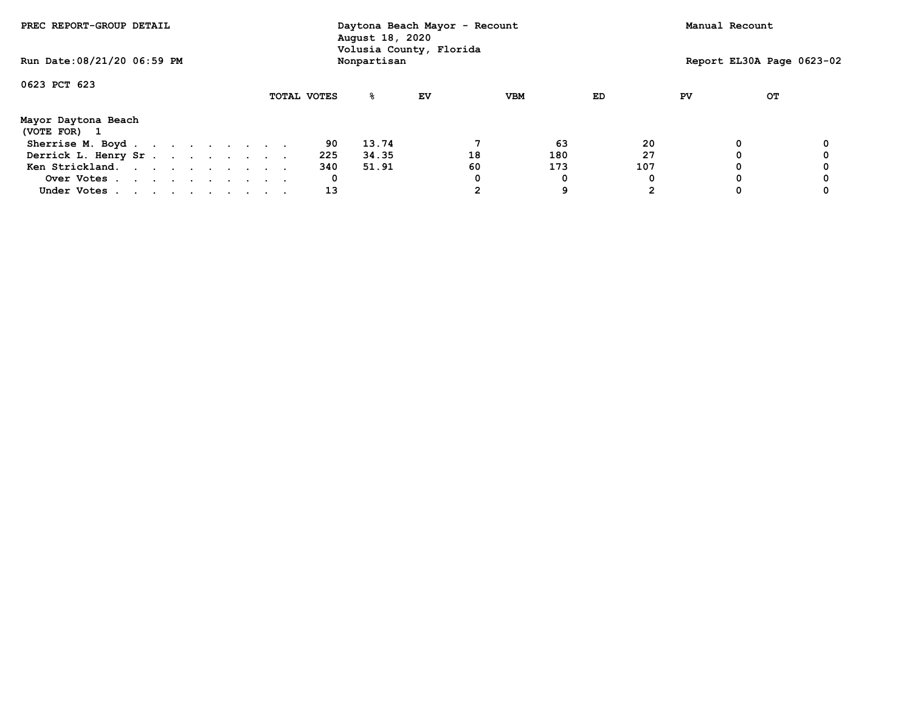PREC REPORT-GROUP DETAIL

Daytona Beach Mayor - Recount
August 18, 2020
Volusia County, Florida
Nonpartisan

Manual Recount

Run Date:08/21/20 06:59 PM

Report EL30A Page 0623-02

0623 PCT 623

**Mayor Daytona Beach**
(VOTE FOR) 1

| | TOTAL VOTES | % | EV | VBM | ED | PV | OT |
|---|---|---|---|---|---|---|---|
| Sherrise M. Boyd | 90 | 13.74 | 7 | 63 | 20 | 0 | 0 |
| Derrick L. Henry Sr | 225 | 34.35 | 18 | 180 | 27 | 0 | 0 |
| Ken Strickland. | 340 | 51.91 | 60 | 173 | 107 | 0 | 0 |
| Over Votes | 0 | | 0 | 0 | 0 | 0 | 0 |
| Under Votes | 13 | | 2 | 9 | 2 | 0 | 0 |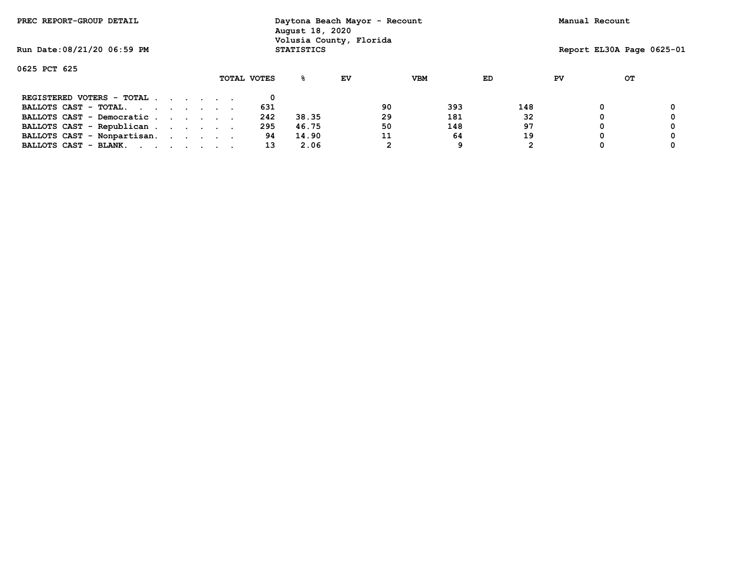PREC REPORT-GROUP DETAIL

Daytona Beach Mayor - Recount
August 18, 2020
Volusia County, Florida
STATISTICS

Manual Recount

Run Date:08/21/20 06:59 PM

Report EL30A Page 0625-01

0625 PCT 625

| | TOTAL VOTES | % | EV | VBM | ED | PV | OT |
|---|---|---|---|---|---|---|---|
| REGISTERED VOTERS - TOTAL . . . . . . | 0 | | | | | | |
| BALLOTS CAST - TOTAL. . . . . . . . | 631 | | 90 | 393 | 148 | 0 | 0 |
| BALLOTS CAST - Democratic . . . . . . | 242 | 38.35 | 29 | 181 | 32 | 0 | 0 |
| BALLOTS CAST - Republican . . . . . . | 295 | 46.75 | 50 | 148 | 97 | 0 | 0 |
| BALLOTS CAST - Nonpartisan. . . . . . | 94 | 14.90 | 11 | 64 | 19 | 0 | 0 |
| BALLOTS CAST - BLANK. . . . . . . . | 13 | 2.06 | 2 | 9 | 2 | 0 | 0 |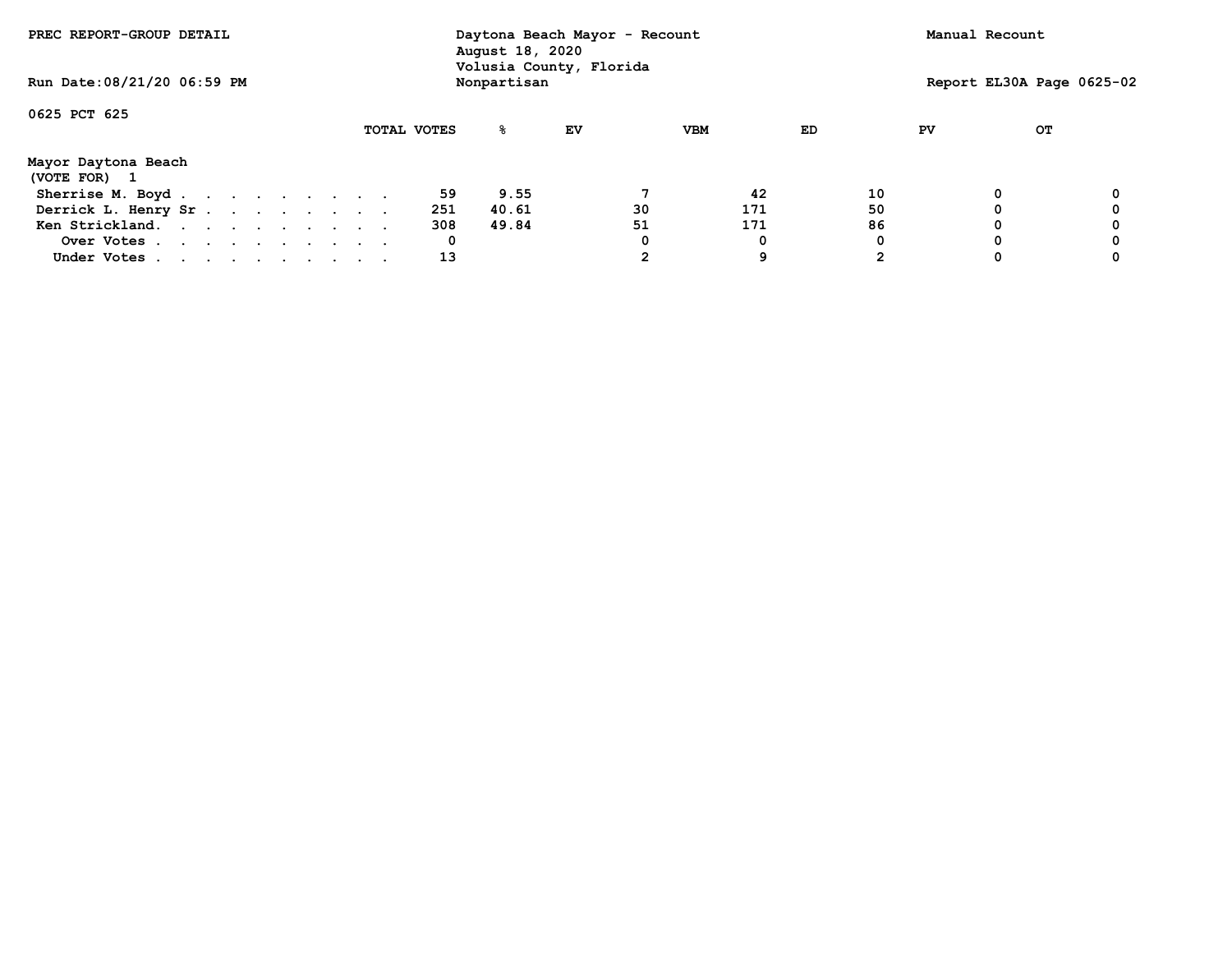PREC REPORT-GROUP DETAIL

Daytona Beach Mayor - Recount
August 18, 2020
Volusia County, Florida
Nonpartisan

Manual Recount

Run Date:08/21/20 06:59 PM

Report EL30A Page 0625-02

0625 PCT 625

| Mayor Daytona Beach (VOTE FOR) 1 | TOTAL VOTES | % | EV | VBM | ED | PV | OT |
|---|---|---|---|---|---|---|---|
| Sherrise M. Boyd | 59 | 9.55 | 7 | 42 | 10 | 0 | 0 |
| Derrick L. Henry Sr | 251 | 40.61 | 30 | 171 | 50 | 0 | 0 |
| Ken Strickland | 308 | 49.84 | 51 | 171 | 86 | 0 | 0 |
| Over Votes | 0 | | 0 | 0 | 0 | 0 | 0 |
| Under Votes | 13 | | 2 | 9 | 2 | 0 | 0 |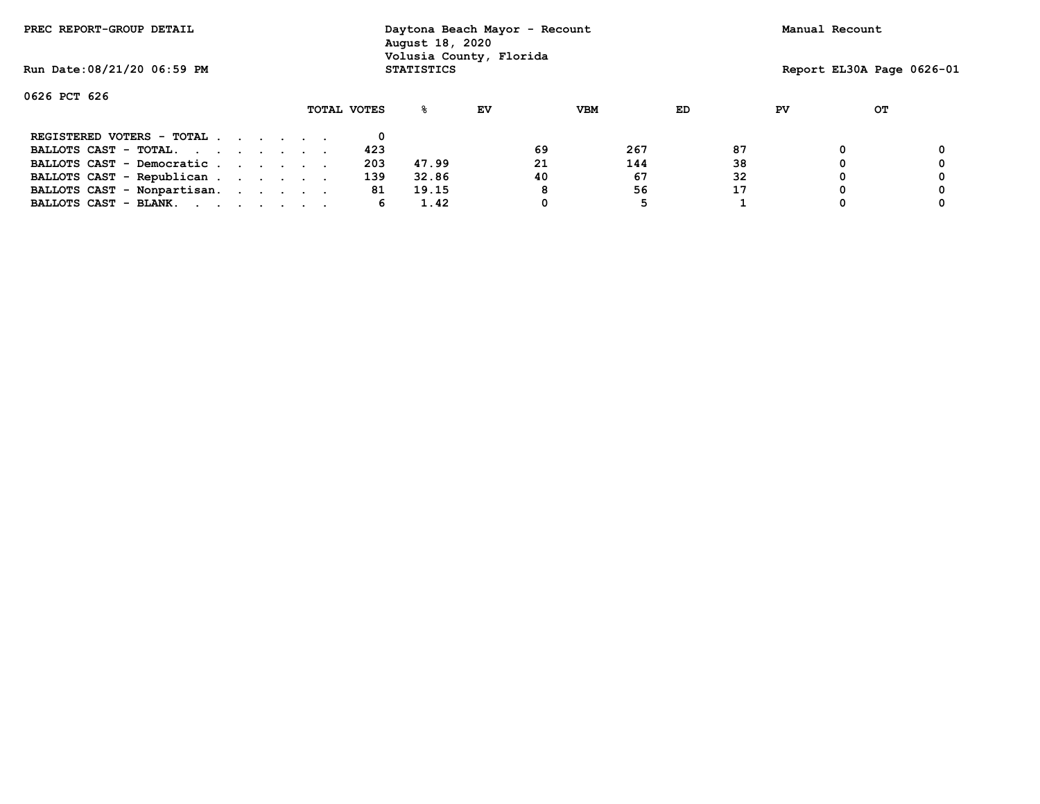PREC REPORT-GROUP DETAIL

Daytona Beach Mayor - Recount
August 18, 2020
Volusia County, Florida
STATISTICS

Manual Recount

Run Date:08/21/20 06:59 PM

Report EL30A Page 0626-01

0626 PCT 626

| | TOTAL VOTES | % | EV | VBM | ED | PV | OT |
|---|---|---|---|---|---|---|---|
| REGISTERED VOTERS - TOTAL . . . . . . | 0 | | | | | | |
| BALLOTS CAST - TOTAL. . . . . . . . | 423 | | 69 | 267 | 87 | 0 | 0 |
| BALLOTS CAST - Democratic . . . . . . | 203 | 47.99 | 21 | 144 | 38 | 0 | 0 |
| BALLOTS CAST - Republican . . . . . . | 139 | 32.86 | 40 | 67 | 32 | 0 | 0 |
| BALLOTS CAST - Nonpartisan. . . . . . | 81 | 19.15 | 8 | 56 | 17 | 0 | 0 |
| BALLOTS CAST - BLANK. . . . . . . . | 6 | 1.42 | 0 | 5 | 1 | 0 | 0 |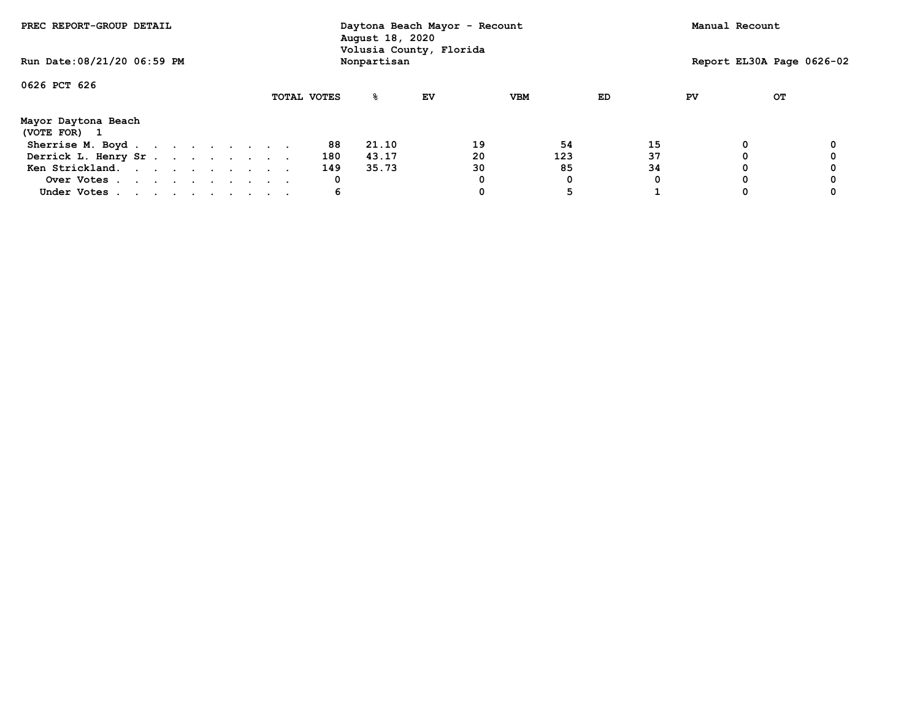PREC REPORT-GROUP DETAIL

Daytona Beach Mayor - Recount
August 18, 2020
Volusia County, Florida
Nonpartisan

Manual Recount

Run Date:08/21/20 06:59 PM

0626 PCT 626

**Mayor Daytona Beach**
(VOTE FOR) 1

| | TOTAL VOTES | % | EV | VBM | ED | PV | OT |
|---|---|---|---|---|---|---|---|
| Sherrise M. Boyd | 88 | 21.10 | 19 | 54 | 15 | 0 | 0 |
| Derrick L. Henry Sr | 180 | 43.17 | 20 | 123 | 37 | 0 | 0 |
| Ken Strickland. | 149 | 35.73 | 30 | 85 | 34 | 0 | 0 |
| Over Votes | 0 | | 0 | 0 | 0 | 0 | 0 |
| Under Votes | 6 | | 0 | 5 | 1 | 0 | 0 |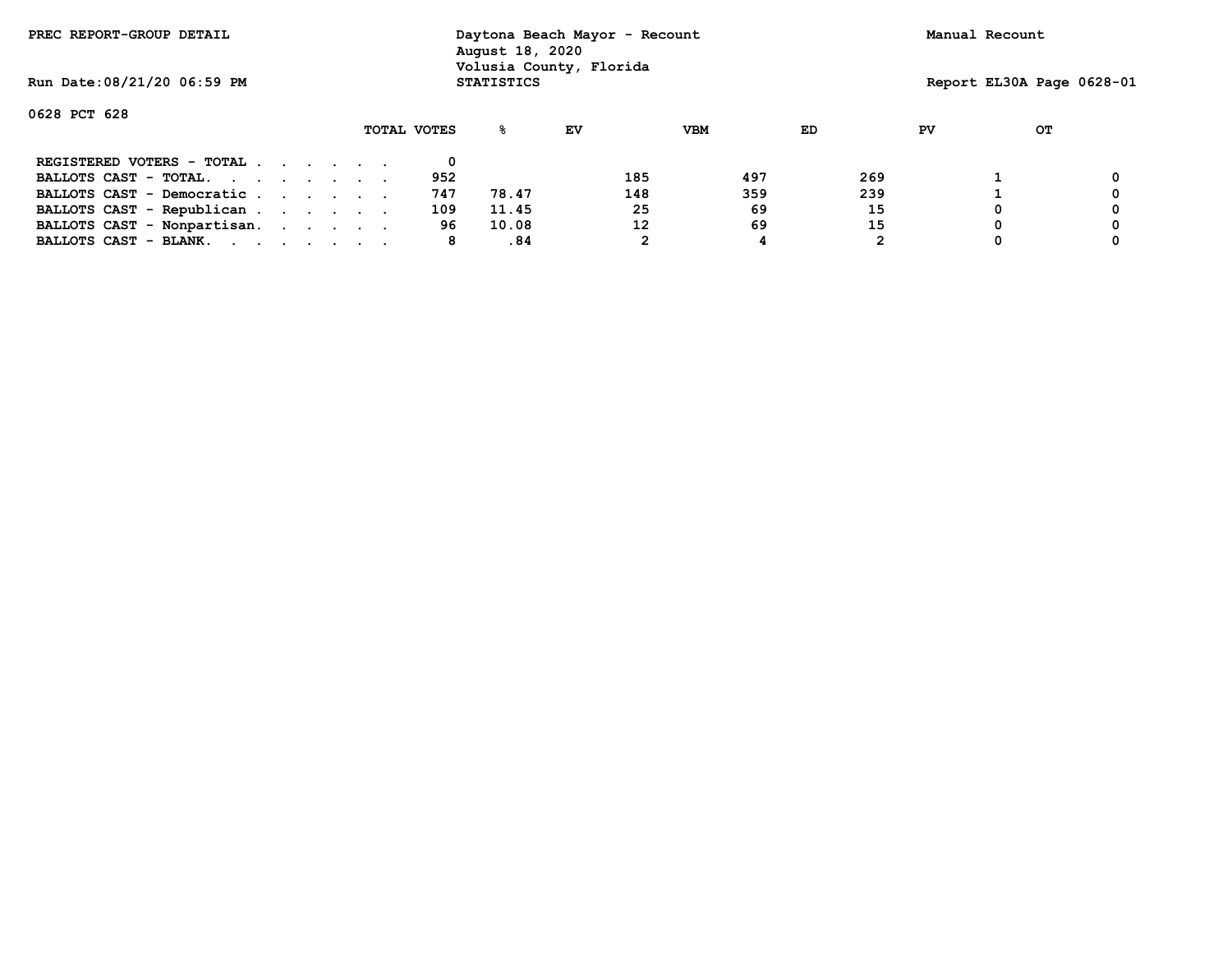PREC REPORT-GROUP DETAIL

Daytona Beach Mayor - Recount
August 18, 2020
Volusia County, Florida
STATISTICS

Manual Recount

Run Date:08/21/20 06:59 PM

Report EL30A Page 0628-01

0628 PCT 628

| | TOTAL VOTES | % | EV | VBM | ED | PV | OT |
|---|---|---|---|---|---|---|---|
| REGISTERED VOTERS - TOTAL . . . . . . | 0 | | | | | | |
| BALLOTS CAST - TOTAL. . . . . . . . | 952 | | 185 | 497 | 269 | 1 | 0 |
| BALLOTS CAST - Democratic . . . . . . | 747 | 78.47 | 148 | 359 | 239 | 1 | 0 |
| BALLOTS CAST - Republican . . . . . . | 109 | 11.45 | 25 | 69 | 15 | 0 | 0 |
| BALLOTS CAST - Nonpartisan. . . . . . | 96 | 10.08 | 12 | 69 | 15 | 0 | 0 |
| BALLOTS CAST - BLANK. . . . . . . . | 8 | .84 | 2 | 4 | 2 | 0 | 0 |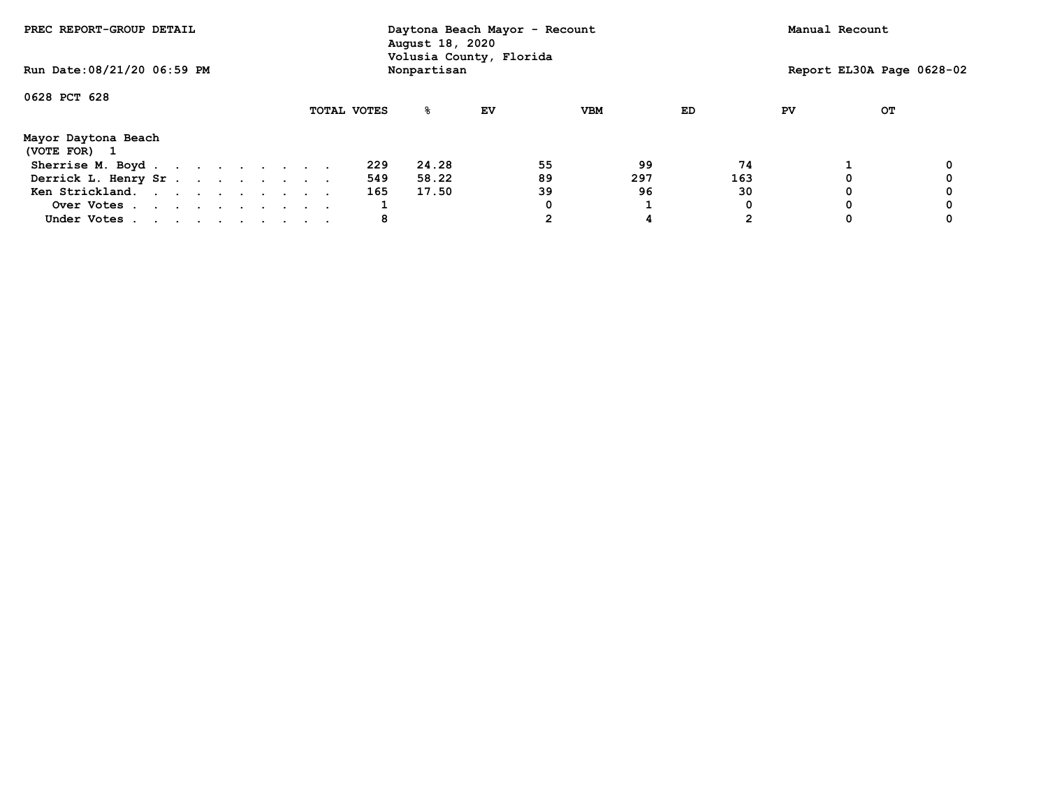PREC REPORT-GROUP DETAIL

Daytona Beach Mayor - Recount
August 18, 2020
Volusia County, Florida
Nonpartisan

Manual Recount

Run Date:08/21/20 06:59 PM

Report EL30A Page 0628-02

0628 PCT 628

| | TOTAL VOTES | % | EV | VBM | ED | PV | OT |
|---|---|---|---|---|---|---|---|
| **Mayor Daytona Beach** | | | | | | | |
| (VOTE FOR) 1 | | | | | | | |
| Sherrise M. Boyd | 229 | 24.28 | 55 | 99 | 74 | 1 | 0 |
| Derrick L. Henry Sr | 549 | 58.22 | 89 | 297 | 163 | 0 | 0 |
| Ken Strickland | 165 | 17.50 | 39 | 96 | 30 | 0 | 0 |
| Over Votes | 1 | | 0 | 1 | 0 | 0 | 0 |
| Under Votes | 8 | | 2 | 4 | 2 | 0 | 0 |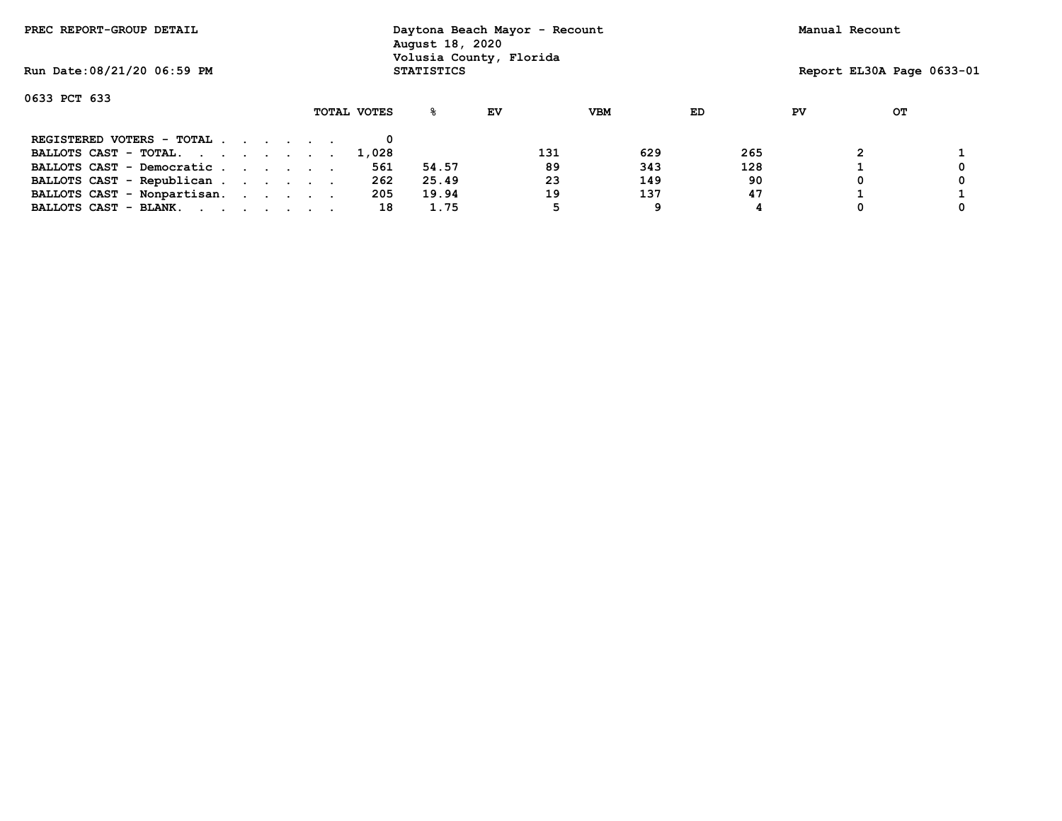PREC REPORT-GROUP DETAIL — Daytona Beach Mayor - Recount — August 18, 2020 — Volusia County, Florida — STATISTICS — Manual Recount

Run Date:08/21/20 06:59 PM — Report EL30A Page 0633-01

**0633 PCT 633**

| | TOTAL VOTES | % | EV | VBM | ED | PV | OT |
|---|---|---|---|---|---|---|---|
| REGISTERED VOTERS - TOTAL . . . . . . . | 0 | | | | | | |
| BALLOTS CAST - TOTAL. . . . . . . . . | 1,028 | | 131 | 629 | 265 | 2 | 1 |
| BALLOTS CAST - Democratic . . . . . . . | 561 | 54.57 | 89 | 343 | 128 | 1 | 0 |
| BALLOTS CAST - Republican . . . . . . . | 262 | 25.49 | 23 | 149 | 90 | 0 | 0 |
| BALLOTS CAST - Nonpartisan. . . . . . . | 205 | 19.94 | 19 | 137 | 47 | 1 | 1 |
| BALLOTS CAST - BLANK. . . . . . . . . | 18 | 1.75 | 5 | 9 | 4 | 0 | 0 |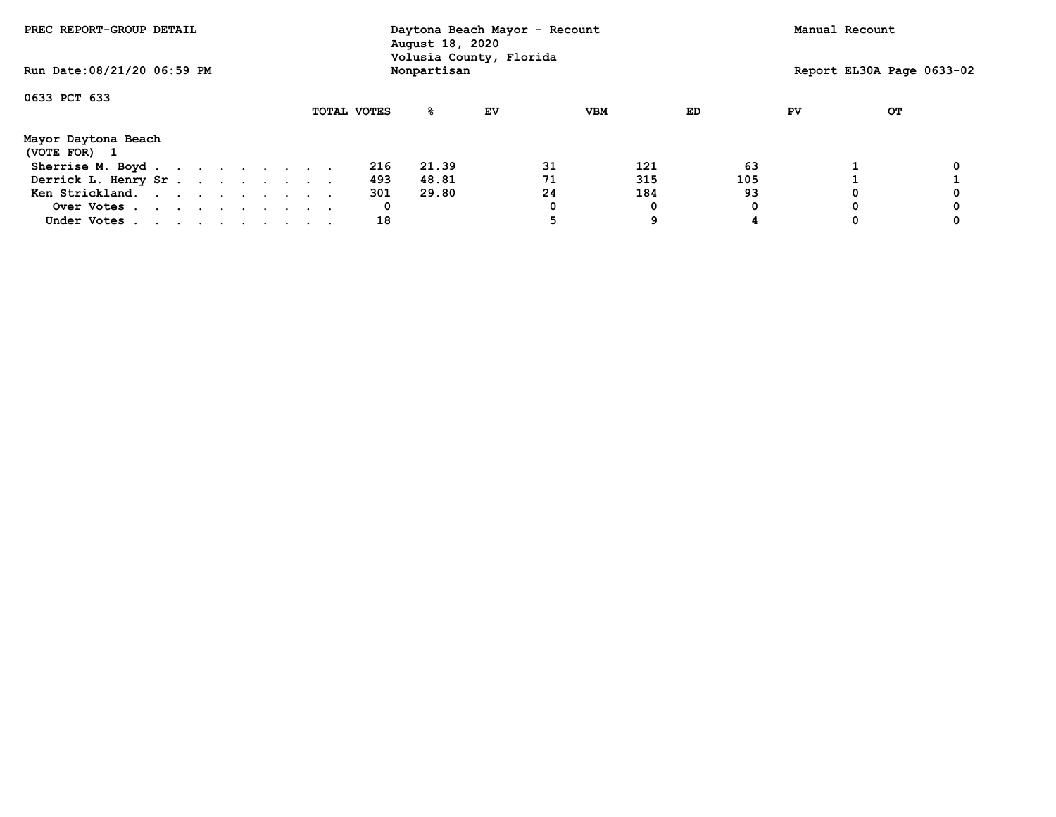PREC REPORT-GROUP DETAIL

Daytona Beach Mayor - Recount
August 18, 2020
Volusia County, Florida
Nonpartisan

Manual Recount

Run Date:08/21/20 06:59 PM

Report EL30A Page 0633-02

0633 PCT 633

Mayor Daytona Beach
(VOTE FOR) 1

| | TOTAL VOTES | % | EV | VBM | ED | PV | OT |
|---|---|---|---|---|---|---|---|
| Sherrise M. Boyd | 216 | 21.39 | 31 | 121 | 63 | 1 | 0 |
| Derrick L. Henry Sr | 493 | 48.81 | 71 | 315 | 105 | 1 | 1 |
| Ken Strickland. | 301 | 29.80 | 24 | 184 | 93 | 0 | 0 |
| Over Votes | 0 | | 0 | 0 | 0 | 0 | 0 |
| Under Votes | 18 | | 5 | 9 | 4 | 0 | 0 |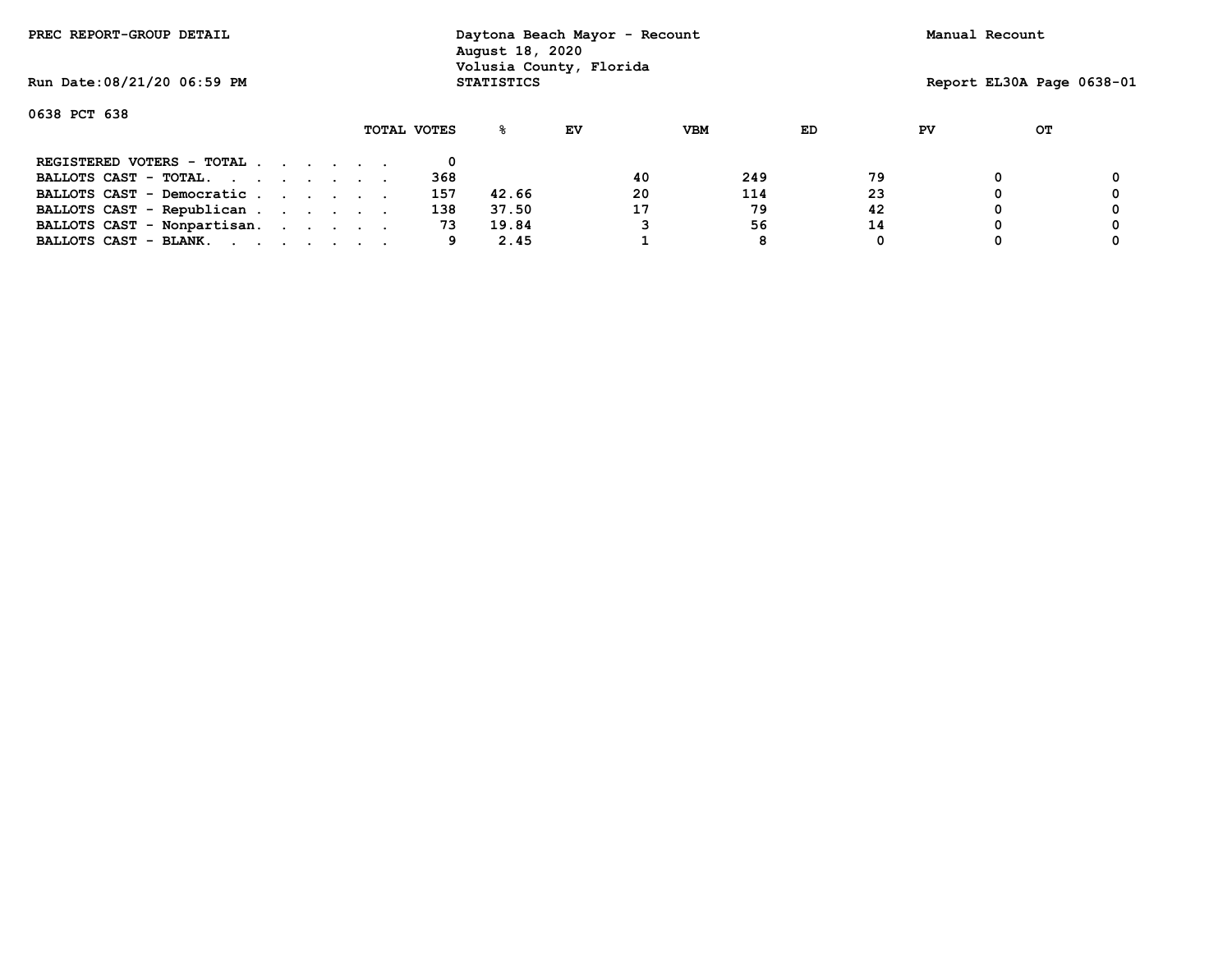PREC REPORT-GROUP DETAIL

Daytona Beach Mayor - Recount
August 18, 2020
Volusia County, Florida
STATISTICS

Manual Recount

Run Date:08/21/20 06:59 PM

Report EL30A Page 0638-01

0638 PCT 638

| | TOTAL VOTES | % | EV | VBM | ED | PV | OT |
|---|---|---|---|---|---|---|---|
| REGISTERED VOTERS - TOTAL . . . . . . | 0 | | | | | | |
| BALLOTS CAST - TOTAL. . . . . . . . | 368 | | 40 | 249 | 79 | 0 | 0 |
| BALLOTS CAST - Democratic . . . . . . | 157 | 42.66 | 20 | 114 | 23 | 0 | 0 |
| BALLOTS CAST - Republican . . . . . . | 138 | 37.50 | 17 | 79 | 42 | 0 | 0 |
| BALLOTS CAST - Nonpartisan. . . . . . | 73 | 19.84 | 3 | 56 | 14 | 0 | 0 |
| BALLOTS CAST - BLANK. . . . . . . . | 9 | 2.45 | 1 | 8 | 0 | 0 | 0 |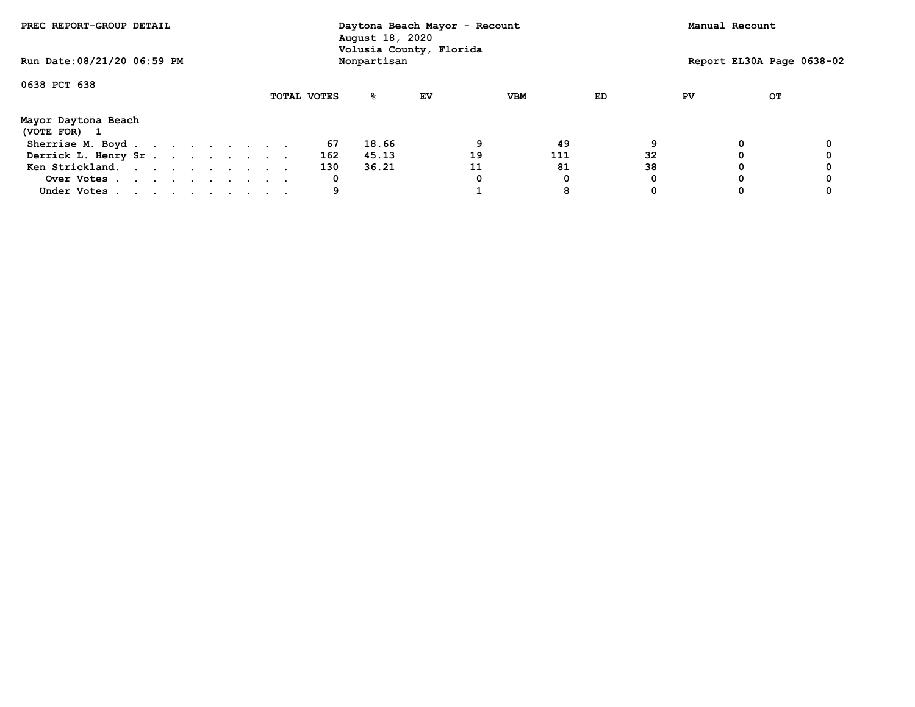PREC REPORT-GROUP DETAIL

Daytona Beach Mayor - Recount
August 18, 2020
Volusia County, Florida
Nonpartisan

Manual Recount

Run Date:08/21/20 06:59 PM

Report EL30A Page 0638-02

0638 PCT 638

**Mayor Daytona Beach**
(VOTE FOR) 1

| | TOTAL VOTES | % | EV | VBM | ED | PV | OT |
|---|---|---|---|---|---|---|---|
| Sherrise M. Boyd | 67 | 18.66 | 9 | 49 | 9 | 0 | 0 |
| Derrick L. Henry Sr | 162 | 45.13 | 19 | 111 | 32 | 0 | 0 |
| Ken Strickland | 130 | 36.21 | 11 | 81 | 38 | 0 | 0 |
| Over Votes | 0 | | 0 | 0 | 0 | 0 | 0 |
| Under Votes | 9 | | 1 | 8 | 0 | 0 | 0 |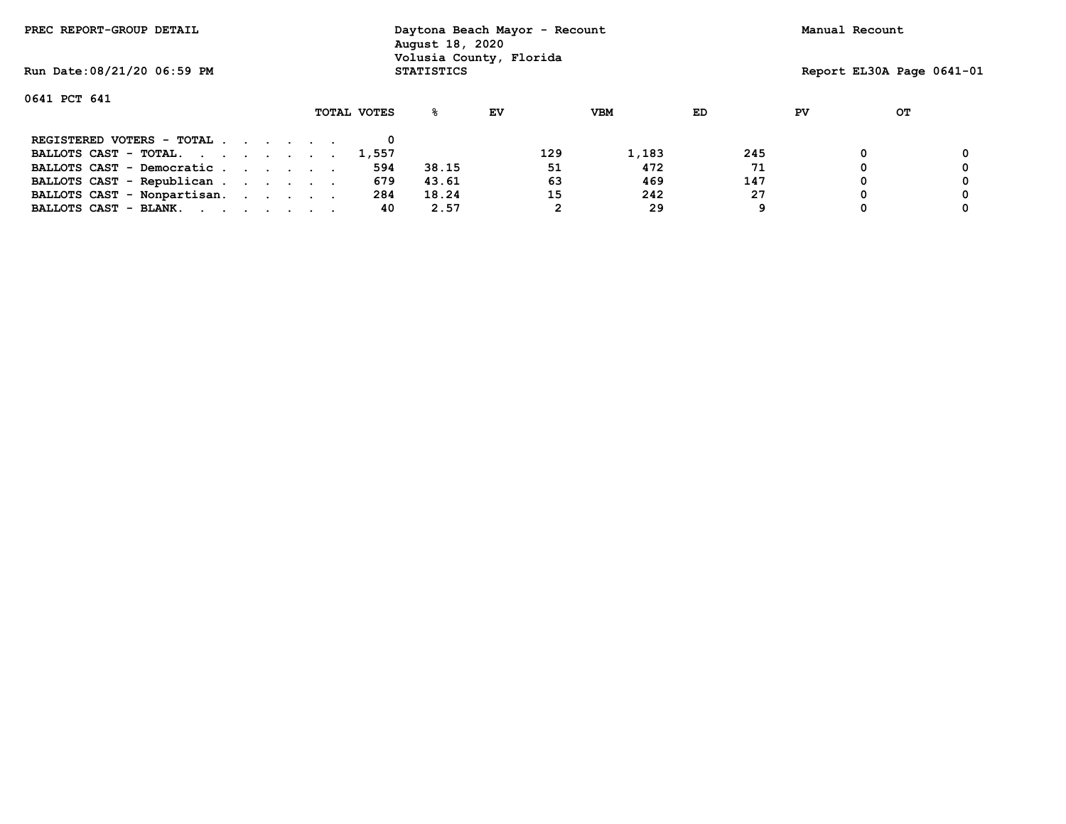PREC REPORT-GROUP DETAIL

Daytona Beach Mayor - Recount
August 18, 2020
Volusia County, Florida
STATISTICS

Manual Recount

Run Date:08/21/20 06:59 PM

Report EL30A Page 0641-01

0641 PCT 641

| | TOTAL VOTES | % | EV | VBM | ED | PV | OT |
|---|---|---|---|---|---|---|---|
| REGISTERED VOTERS - TOTAL . . . . . . | 0 | | | | | | |
| BALLOTS CAST - TOTAL. . . . . . . . | 1,557 | | 129 | 1,183 | 245 | 0 | 0 |
| BALLOTS CAST - Democratic . . . . . . | 594 | 38.15 | 51 | 472 | 71 | 0 | 0 |
| BALLOTS CAST - Republican . . . . . . | 679 | 43.61 | 63 | 469 | 147 | 0 | 0 |
| BALLOTS CAST - Nonpartisan. . . . . . | 284 | 18.24 | 15 | 242 | 27 | 0 | 0 |
| BALLOTS CAST - BLANK. . . . . . . . | 40 | 2.57 | 2 | 29 | 9 | 0 | 0 |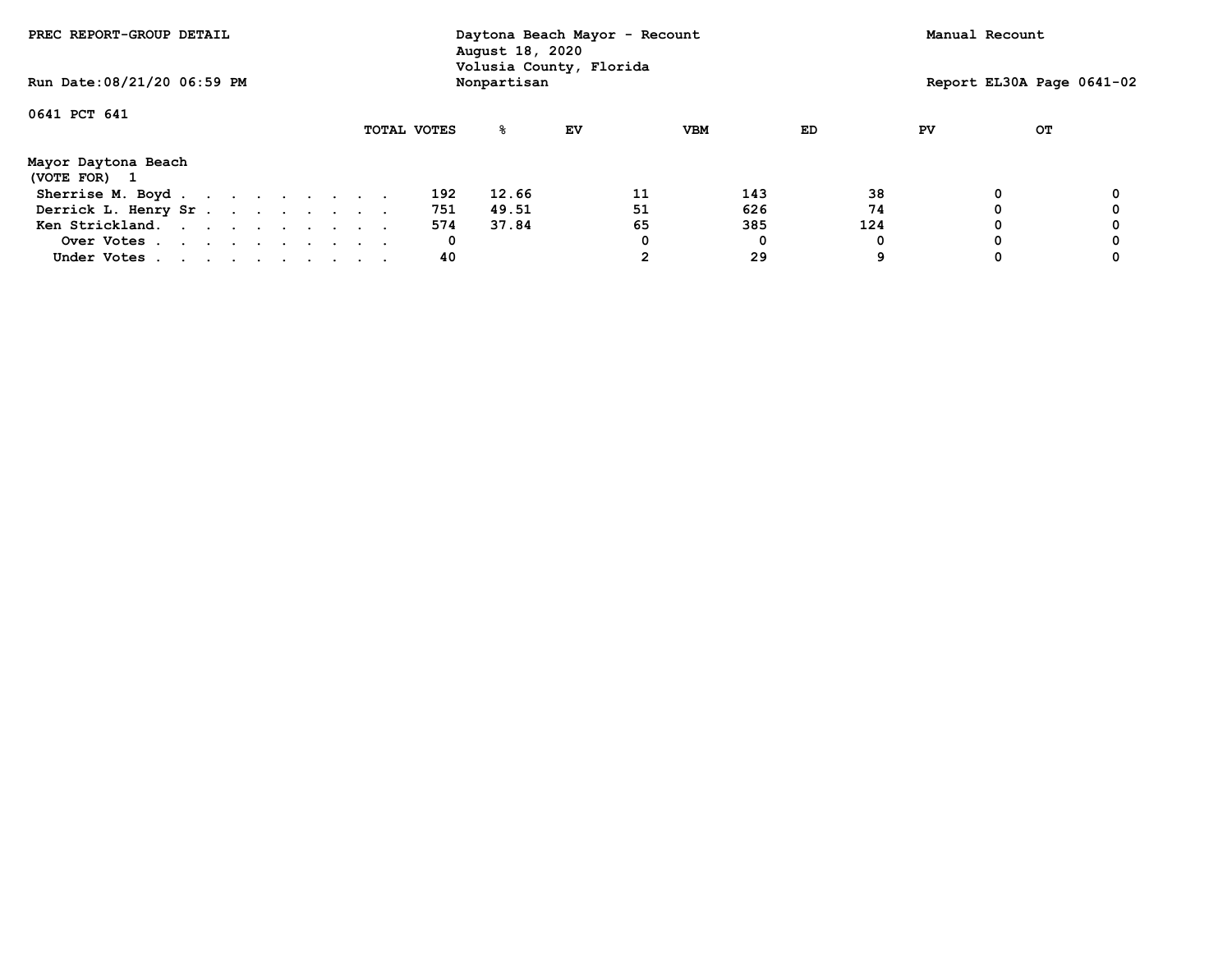PREC REPORT-GROUP DETAIL

Daytona Beach Mayor - Recount
August 18, 2020
Volusia County, Florida
Nonpartisan

Manual Recount

Run Date:08/21/20 06:59 PM

Report EL30A Page 0641-02

0641 PCT 641

Mayor Daytona Beach
(VOTE FOR) 1

| | TOTAL VOTES | % | EV | VBM | ED | PV | OT |
|---|---|---|---|---|---|---|---|
| Sherrise M. Boyd | 192 | 12.66 | 11 | 143 | 38 | 0 | 0 |
| Derrick L. Henry Sr | 751 | 49.51 | 51 | 626 | 74 | 0 | 0 |
| Ken Strickland | 574 | 37.84 | 65 | 385 | 124 | 0 | 0 |
| Over Votes | 0 | | 0 | 0 | 0 | 0 | 0 |
| Under Votes | 40 | | 2 | 29 | 9 | 0 | 0 |